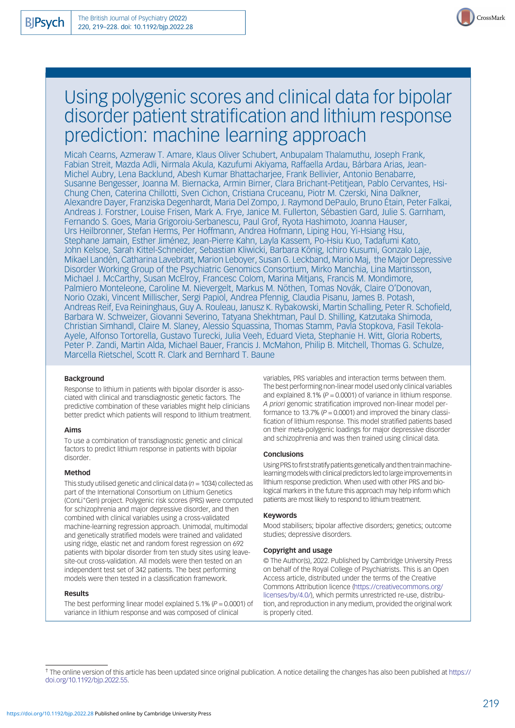# Using polygenic scores and clinical data for bipolar disorder patient stratification and lithium response prediction: machine learning approach

Micah Cearns, Azmeraw T. Amare, Klaus Oliver Schubert, Anbupalam Thalamuthu, Joseph Frank, Fabian Streit, Mazda Adli, Nirmala Akula, Kazufumi Akiyama, Raffaella Ardau, Bárbara Arias, Jean-Michel Aubry, Lena Backlund, Abesh Kumar Bhattacharjee, Frank Bellivier, Antonio Benabarre, Susanne Bengesser, Joanna M. Biernacka, Armin Birner, Clara Brichant-Petitjean, Pablo Cervantes, Hsi-Chung Chen, Caterina Chillotti, Sven Cichon, Cristiana Cruceanu, Piotr M. Czerski, Nina Dalkner, Alexandre Dayer, Franziska Degenhardt, Maria Del Zompo, J. Raymond DePaulo, Bruno Étain, Peter Falkai, Andreas J. Forstner, Louise Frisen, Mark A. Frye, Janice M. Fullerton, Sébastien Gard, Julie S. Garnham, Fernando S. Goes, Maria Grigoroiu-Serbanescu, Paul Grof, Ryota Hashimoto, Joanna Hauser, Urs Heilbronner, Stefan Herms, Per Hoffmann, Andrea Hofmann, Liping Hou, Yi-Hsiang Hsu, Stephane Jamain, Esther Jiménez, Jean-Pierre Kahn, Layla Kassem, Po-Hsiu Kuo, Tadafumi Kato, John Kelsoe, Sarah Kittel-Schneider, Sebastian Kliwicki, Barbara König, Ichiro Kusumi, Gonzalo Laje, Mikael Landén, Catharina Lavebratt, Marion Leboyer, Susan G. Leckband, Mario Maj, the Major Depressive Disorder Working Group of the Psychiatric Genomics Consortium, Mirko Manchia, Lina Martinsson, Michael J. McCarthy, Susan McElroy, Francesc Colom, Marina Mitjans, Francis M. Mondimore, Palmiero Monteleone, Caroline M. Nievergelt, Markus M. Nöthen, Tomas Novák, Claire O'Donovan, Norio Ozaki, Vincent Millischer, Sergi Papiol, Andrea Pfennig, Claudia Pisanu, James B. Potash, Andreas Reif, Eva Reininghaus, Guy A. Rouleau, Janusz K. Rybakowski, Martin Schalling, Peter R. Schofield, Barbara W. Schweizer, Giovanni Severino, Tatyana Shekhtman, Paul D. Shilling, Katzutaka Shimoda, Christian Simhandl, Claire M. Slaney, Alessio Squassina, Thomas Stamm, Pavla Stopkova, Fasil Tekola-Ayele, Alfonso Tortorella, Gustavo Turecki, Julia Veeh, Eduard Vieta, Stephanie H. Witt, Gloria Roberts, Peter P. Zandi, Martin Alda, Michael Bauer, Francis J. McMahon, Philip B. Mitchell, Thomas G. Schulze, Marcella Rietschel, Scott R. Clark and Bernhard T. Baune

### Background

Response to lithium in patients with bipolar disorder is associated with clinical and transdiagnostic genetic factors. The predictive combination of these variables might help clinicians better predict which patients will respond to lithium treatment.

### Aims

To use a combination of transdiagnostic genetic and clinical factors to predict lithium response in patients with bipolar disorder.

### Method

This study utilised genetic and clinical data ($n = 1034$) collected as part of the International Consortium on Lithium Genetics (ConLi⁺Gen) project. Polygenic risk scores (PRS) were computed for schizophrenia and major depressive disorder, and then combined with clinical variables using a cross-validated machine-learning regression approach. Unimodal, multimodal and genetically stratified models were trained and validated using ridge, elastic net and random forest regression on 692 patients with bipolar disorder from ten study sites using leave-site-out cross-validation. All models were then tested on an independent test set of 342 patients. The best performing models were then tested in a classification framework.

### Results

The best performing linear model explained 5.1% ($P = 0.0001$) of variance in lithium response and was composed of clinical variables, PRS variables and interaction terms between them. The best performing non-linear model used only clinical variables and explained 8.1% ($P = 0.0001$) of variance in lithium response. *A priori* genomic stratification improved non-linear model performance to 13.7% ($P = 0.0001$) and improved the binary classification of lithium response. This model stratified patients based on their meta-polygenic loadings for major depressive disorder and schizophrenia and was then trained using clinical data.

### Conclusions

Using PRS to first stratify patients genetically and then train machine-learning models with clinical predictors led to large improvements in lithium response prediction. When used with other PRS and biological markers in the future this approach may help inform which patients are most likely to respond to lithium treatment.

### Keywords

Mood stabilisers; bipolar affective disorders; genetics; outcome studies; depressive disorders.

### Copyright and usage

© The Author(s), 2022. Published by Cambridge University Press on behalf of the Royal College of Psychiatrists. This is an Open Access article, distributed under the terms of the Creative Commons Attribution licence (https://creativecommons.org/licenses/by/4.0/), which permits unrestricted re-use, distribution, and reproduction in any medium, provided the original work is properly cited.

† The online version of this article has been updated since original publication. A notice detailing the changes has also been published at https://doi.org/10.1192/bjp.2022.55.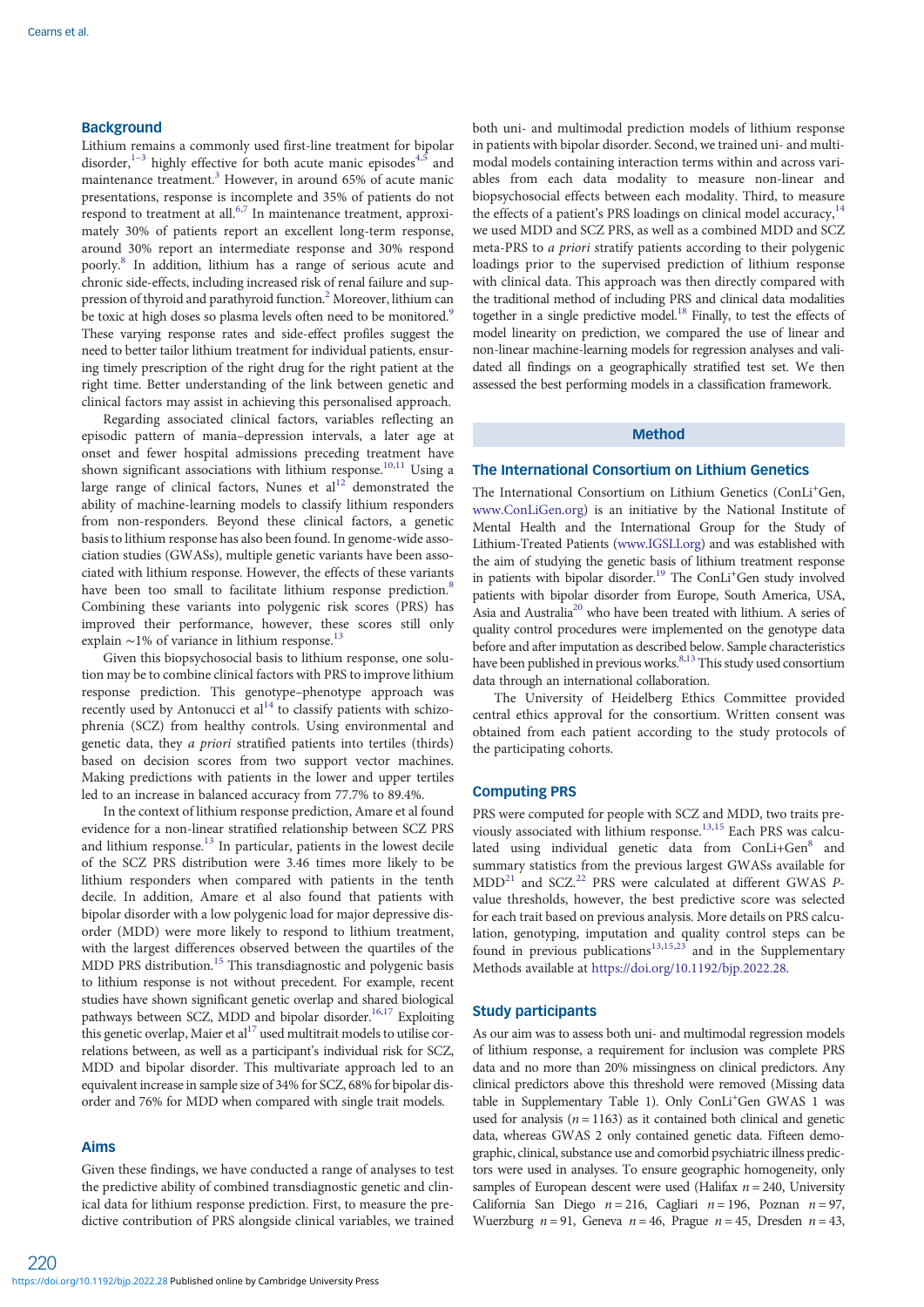## Background

Lithium remains a commonly used first-line treatment for bipolar disorder,[1–3] highly effective for both acute manic episodes[4,5] and maintenance treatment.[3] However, in around 65% of acute manic presentations, response is incomplete and 35% of patients do not respond to treatment at all.[6,7] In maintenance treatment, approximately 30% of patients report an excellent long-term response, around 30% report an intermediate response and 30% respond poorly.[8] In addition, lithium has a range of serious acute and chronic side-effects, including increased risk of renal failure and suppression of thyroid and parathyroid function.[2] Moreover, lithium can be toxic at high doses so plasma levels often need to be monitored.[9] These varying response rates and side-effect profiles suggest the need to better tailor lithium treatment for individual patients, ensuring timely prescription of the right drug for the right patient at the right time. Better understanding of the link between genetic and clinical factors may assist in achieving this personalised approach.

Regarding associated clinical factors, variables reflecting an episodic pattern of mania–depression intervals, a later age at onset and fewer hospital admissions preceding treatment have shown significant associations with lithium response.[10,11] Using a large range of clinical factors, Nunes et al[12] demonstrated the ability of machine-learning models to classify lithium responders from non-responders. Beyond these clinical factors, a genetic basis to lithium response has also been found. In genome-wide association studies (GWASs), multiple genetic variants have been associated with lithium response. However, the effects of these variants have been too small to facilitate lithium response prediction.[8] Combining these variants into polygenic risk scores (PRS) has improved their performance, however, these scores still only explain ∼1% of variance in lithium response.[13]

Given this biopsychosocial basis to lithium response, one solution may be to combine clinical factors with PRS to improve lithium response prediction. This genotype–phenotype approach was recently used by Antonucci et al[14] to classify patients with schizophrenia (SCZ) from healthy controls. Using environmental and genetic data, they *a priori* stratified patients into tertiles (thirds) based on decision scores from two support vector machines. Making predictions with patients in the lower and upper tertiles led to an increase in balanced accuracy from 77.7% to 89.4%.

In the context of lithium response prediction, Amare et al found evidence for a non-linear stratified relationship between SCZ PRS and lithium response.[13] In particular, patients in the lowest decile of the SCZ PRS distribution were 3.46 times more likely to be lithium responders when compared with patients in the tenth decile. In addition, Amare et al also found that patients with bipolar disorder with a low polygenic load for major depressive disorder (MDD) were more likely to respond to lithium treatment, with the largest differences observed between the quartiles of the MDD PRS distribution.[15] This transdiagnostic and polygenic basis to lithium response is not without precedent. For example, recent studies have shown significant genetic overlap and shared biological pathways between SCZ, MDD and bipolar disorder.[16,17] Exploiting this genetic overlap, Maier et al[17] used multitrait models to utilise correlations between, as well as a participant's individual risk for SCZ, MDD and bipolar disorder. This multivariate approach led to an equivalent increase in sample size of 34% for SCZ, 68% for bipolar disorder and 76% for MDD when compared with single trait models.

## Aims

Given these findings, we have conducted a range of analyses to test the predictive ability of combined transdiagnostic genetic and clinical data for lithium response prediction. First, to measure the predictive contribution of PRS alongside clinical variables, we trained both uni- and multimodal prediction models of lithium response in patients with bipolar disorder. Second, we trained uni- and multimodal models containing interaction terms within and across variables from each data modality to measure non-linear and biopsychosocial effects between each modality. Third, to measure the effects of a patient's PRS loadings on clinical model accuracy,[14] we used MDD and SCZ PRS, as well as a combined MDD and SCZ meta-PRS to *a priori* stratify patients according to their polygenic loadings prior to the supervised prediction of lithium response with clinical data. This approach was then directly compared with the traditional method of including PRS and clinical data modalities together in a single predictive model.[18] Finally, to test the effects of model linearity on prediction, we compared the use of linear and non-linear machine-learning models for regression analyses and validated all findings on a geographically stratified test set. We then assessed the best performing models in a classification framework.

## Method

### The International Consortium on Lithium Genetics

The International Consortium on Lithium Genetics (ConLi⁺Gen, www.ConLiGen.org) is an initiative by the National Institute of Mental Health and the International Group for the Study of Lithium-Treated Patients (www.IGSLI.org) and was established with the aim of studying the genetic basis of lithium treatment response in patients with bipolar disorder.[19] The ConLi⁺Gen study involved patients with bipolar disorder from Europe, South America, USA, Asia and Australia[20] who have been treated with lithium. A series of quality control procedures were implemented on the genotype data before and after imputation as described below. Sample characteristics have been published in previous works.[8,13] This study used consortium data through an international collaboration.

The University of Heidelberg Ethics Committee provided central ethics approval for the consortium. Written consent was obtained from each patient according to the study protocols of the participating cohorts.

### Computing PRS

PRS were computed for people with SCZ and MDD, two traits previously associated with lithium response.[13,15] Each PRS was calculated using individual genetic data from ConLi+Gen[8] and summary statistics from the previous largest GWASs available for MDD[21] and SCZ.[22] PRS were calculated at different GWAS *P*-value thresholds, however, the best predictive score was selected for each trait based on previous analysis. More details on PRS calculation, genotyping, imputation and quality control steps can be found in previous publications[13,15,23] and in the Supplementary Methods available at https://doi.org/10.1192/bjp.2022.28.

### Study participants

As our aim was to assess both uni- and multimodal regression models of lithium response, a requirement for inclusion was complete PRS data and no more than 20% missingness on clinical predictors. Any clinical predictors above this threshold were removed (Missing data table in Supplementary Table 1). Only ConLi⁺Gen GWAS 1 was used for analysis ($n = 1163$) as it contained both clinical and genetic data, whereas GWAS 2 only contained genetic data. Fifteen demographic, clinical, substance use and comorbid psychiatric illness predictors were used in analyses. To ensure geographic homogeneity, only samples of European descent were used (Halifax $n = 240$, University California San Diego $n = 216$, Cagliari $n = 196$, Poznan $n = 97$, Wuerzburg $n = 91$, Geneva $n = 46$, Prague $n = 45$, Dresden $n = 43$,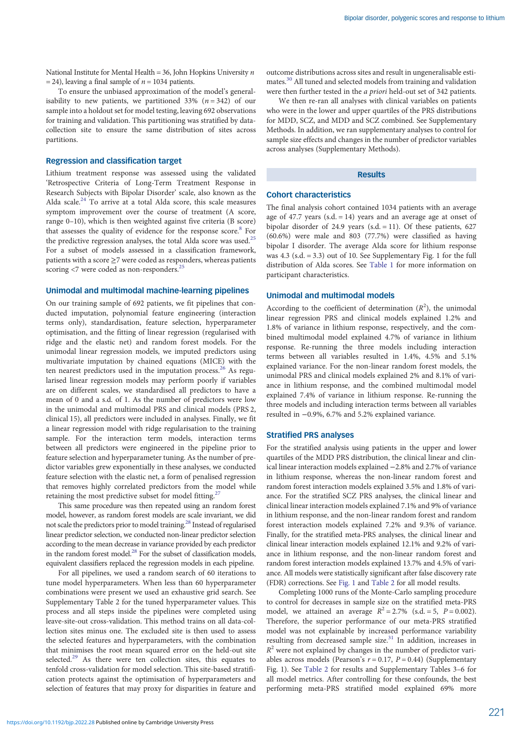National Institute for Mental Health = 36, John Hopkins University $n$ = 24), leaving a final sample of $n = 1034$ patients.

To ensure the unbiased approximation of the model's generalisability to new patients, we partitioned 33% ($n = 342$) of our sample into a holdout set for model testing, leaving 692 observations for training and validation. This partitioning was stratified by data-collection site to ensure the same distribution of sites across partitions.

## Regression and classification target

Lithium treatment response was assessed using the validated 'Retrospective Criteria of Long-Term Treatment Response in Research Subjects with Bipolar Disorder' scale, also known as the Alda scale.[24] To arrive at a total Alda score, this scale measures symptom improvement over the course of treatment (A score, range 0–10), which is then weighted against five criteria (B score) that assesses the quality of evidence for the response score.[8] For the predictive regression analyses, the total Alda score was used.[25] For a subset of models assessed in a classification framework, patients with a score ≥7 were coded as responders, whereas patients scoring <7 were coded as non-responders.[25]

## Unimodal and multimodal machine-learning pipelines

On our training sample of 692 patients, we fit pipelines that conducted imputation, polynomial feature engineering (interaction terms only), standardisation, feature selection, hyperparameter optimisation, and the fitting of linear regression (regularised with ridge and the elastic net) and random forest models. For the unimodal linear regression models, we imputed predictors using multivariate imputation by chained equations (MICE) with the ten nearest predictors used in the imputation process.[26] As regularised linear regression models may perform poorly if variables are on different scales, we standardised all predictors to have a mean of 0 and a s.d. of 1. As the number of predictors were low in the unimodal and multimodal PRS and clinical models (PRS 2, clinical 15), all predictors were included in analyses. Finally, we fit a linear regression model with ridge regularisation to the training sample. For the interaction term models, interaction terms between all predictors were engineered in the pipeline prior to feature selection and hyperparameter tuning. As the number of predictor variables grew exponentially in these analyses, we conducted feature selection with the elastic net, a form of penalised regression that removes highly correlated predictors from the model while retaining the most predictive subset for model fitting.[27]

This same procedure was then repeated using an random forest model, however, as random forest models are scale invariant, we did not scale the predictors prior to model training.[28] Instead of regularised linear predictor selection, we conducted non-linear predictor selection according to the mean decrease in variance provided by each predictor in the random forest model.[28] For the subset of classification models, equivalent classifiers replaced the regression models in each pipeline.

For all pipelines, we used a random search of 60 iterations to tune model hyperparameters. When less than 60 hyperparameter combinations were present we used an exhaustive grid search. See Supplementary Table 2 for the tuned hyperparameter values. This process and all steps inside the pipelines were completed using leave-site-out cross-validation. This method trains on all data-collection sites minus one. The excluded site is then used to assess the selected features and hyperparameters, with the combination that minimises the root mean squared error on the held-out site selected.[29] As there were ten collection sites, this equates to tenfold cross-validation for model selection. This site-based stratification protects against the optimisation of hyperparameters and selection of features that may proxy for disparities in feature and outcome distributions across sites and result in ungeneralisable estimates.[30] All tuned and selected models from training and validation were then further tested in the *a priori* held-out set of 342 patients.

We then re-ran all analyses with clinical variables on patients who were in the lower and upper quartiles of the PRS distributions for MDD, SCZ, and MDD and SCZ combined. See Supplementary Methods. In addition, we ran supplementary analyses to control for sample size effects and changes in the number of predictor variables across analyses (Supplementary Methods).

# Results

## Cohort characteristics

The final analysis cohort contained 1034 patients with an average age of 47.7 years (s.d. = 14) years and an average age at onset of bipolar disorder of 24.9 years (s.d. = 11). Of these patients, 627 (60.6%) were male and 803 (77.7%) were classified as having bipolar I disorder. The average Alda score for lithium response was 4.3 (s.d. = 3.3) out of 10. See Supplementary Fig. 1 for the full distribution of Alda scores. See Table 1 for more information on participant characteristics.

## Unimodal and multimodal models

According to the coefficient of determination ($R^2$), the unimodal linear regression PRS and clinical models explained 1.2% and 1.8% of variance in lithium response, respectively, and the combined multimodal model explained 4.7% of variance in lithium response. Re-running the three models including interaction terms between all variables resulted in 1.4%, 4.5% and 5.1% explained variance. For the non-linear random forest models, the unimodal PRS and clinical models explained 2% and 8.1% of variance in lithium response, and the combined multimodal model explained 7.4% of variance in lithium response. Re-running the three models and including interaction terms between all variables resulted in −0.9%, 6.7% and 5.2% explained variance.

## Stratified PRS analyses

For the stratified analysis using patients in the upper and lower quartiles of the MDD PRS distribution, the clinical linear and clinical linear interaction models explained −2.8% and 2.7% of variance in lithium response, whereas the non-linear random forest and random forest interaction models explained 3.5% and 1.8% of variance. For the stratified SCZ PRS analyses, the clinical linear and clinical linear interaction models explained 7.1% and 9% of variance in lithium response, and the non-linear random forest and random forest interaction models explained 7.2% and 9.3% of variance. Finally, for the stratified meta-PRS analyses, the clinical linear and clinical linear interaction models explained 12.1% and 9.2% of variance in lithium response, and the non-linear random forest and random forest interaction models explained 13.7% and 4.5% of variance. All models were statistically significant after false discovery rate (FDR) corrections. See Fig. 1 and Table 2 for all model results.

Completing 1000 runs of the Monte-Carlo sampling procedure to control for decreases in sample size on the stratified meta-PRS model, we attained an average $R^2 = 2.7\%$ (s.d. = 5, $P = 0.002$). Therefore, the superior performance of our meta-PRS stratified model was not explainable by increased performance variability resulting from decreased sample size.[31] In addition, increases in $R^2$ were not explained by changes in the number of predictor variables across models (Pearson's $r = 0.17$, $P = 0.44$) (Supplementary Fig. 1). See Table 2 for results and Supplementary Tables 3–6 for all model metrics. After controlling for these confounds, the best performing meta-PRS stratified model explained 69% more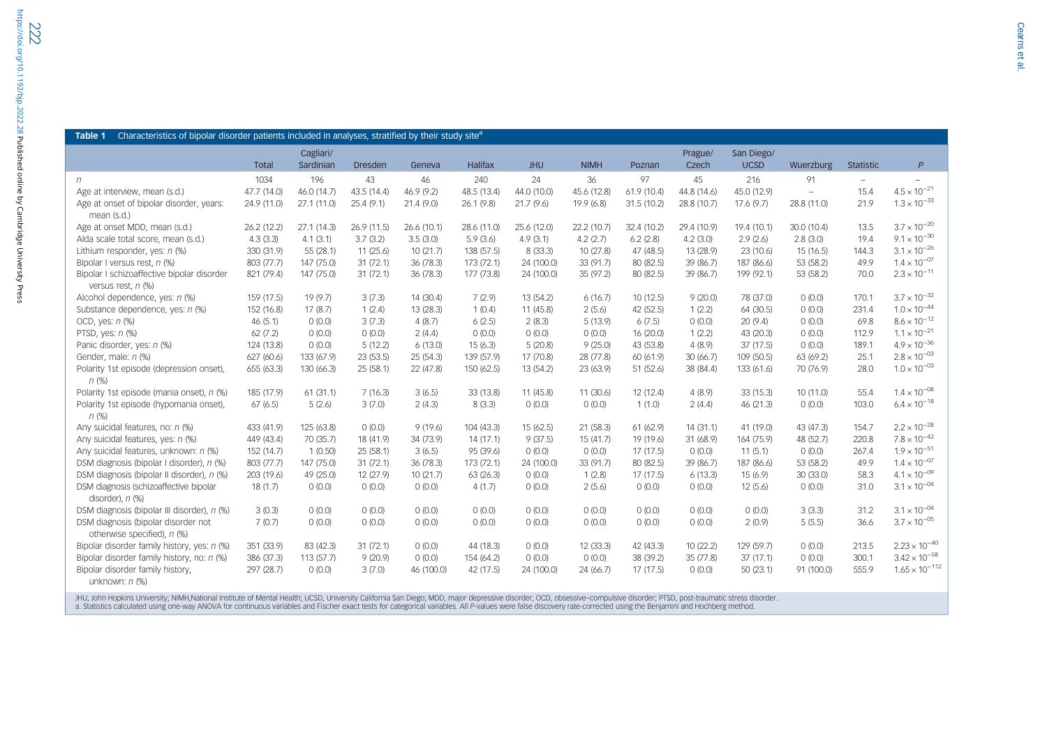**Table 1** Characteristics of bipolar disorder patients included in analyses, stratified by their study site[a]

| | Total | Cagliari/ Sardinian | Dresden | Geneva | Halifax | JHU | NIMH | Poznan | Prague/ Czech | San Diego/ UCSD | Wuerzburg | Statistic | *P* |
|---|---|---|---|---|---|---|---|---|---|---|---|---|---|
| *n* | 1034 | 196 | 43 | 46 | 240 | 24 | 36 | 97 | 45 | 216 | 91 | – | – |
| Age at interview, mean (s.d.) | 47.7 (14.0) | 46.0 (14.7) | 43.5 (14.4) | 46.9 (9.2) | 48.5 (13.4) | 44.0 (10.0) | 45.6 (12.8) | 61.9 (10.4) | 44.8 (14.6) | 45.0 (12.9) | – | 15.4 | $4.5 \times 10^{-21}$ |
| Age at onset of bipolar disorder, years: mean (s.d.) | 24.9 (11.0) | 27.1 (11.0) | 25.4 (9.1) | 21.4 (9.0) | 26.1 (9.8) | 21.7 (9.6) | 19.9 (6.8) | 31.5 (10.2) | 28.8 (10.7) | 17.6 (9.7) | 28.8 (11.0) | 21.9 | $1.3 \times 10^{-33}$ |
| Age at onset MDD, mean (s.d.) | 26.2 (12.2) | 27.1 (14.3) | 26.9 (11.5) | 26.6 (10.1) | 28.6 (11.0) | 25.6 (12.0) | 22.2 (10.7) | 32.4 (10.2) | 29.4 (10.9) | 19.4 (10.1) | 30.0 (10.4) | 13.5 | $3.7 \times 10^{-20}$ |
| Alda scale total score, mean (s.d.) | 4.3 (3.3) | 4.1 (3.1) | 3.7 (3.2) | 3.5 (3.0) | 5.9 (3.6) | 4.9 (3.1) | 4.2 (2.7) | 6.2 (2.8) | 4.2 (3.0) | 2.9 (2.6) | 2.8 (3.0) | 19.4 | $9.1 \times 10^{-30}$ |
| Lithium responder, yes: *n* (%) | 330 (31.9) | 55 (28.1) | 11 (25.6) | 10 (21.7) | 138 (57.5) | 8 (33.3) | 10 (27.8) | 47 (48.5) | 13 (28.9) | 23 (10.6) | 15 (16.5) | 144.3 | $3.1 \times 10^{-26}$ |
| Bipolar I versus rest, *n* (%) | 803 (77.7) | 147 (75.0) | 31 (72.1) | 36 (78.3) | 173 (72.1) | 24 (100.0) | 33 (91.7) | 80 (82.5) | 39 (86.7) | 187 (86.6) | 53 (58.2) | 49.9 | $1.4 \times 10^{-07}$ |
| Bipolar I schizoaffective bipolar disorder versus rest, *n* (%) | 821 (79.4) | 147 (75.0) | 31 (72.1) | 36 (78.3) | 177 (73.8) | 24 (100.0) | 35 (97.2) | 80 (82.5) | 39 (86.7) | 199 (92.1) | 53 (58.2) | 70.0 | $2.3 \times 10^{-11}$ |
| Alcohol dependence, yes: *n* (%) | 159 (17.5) | 19 (9.7) | 3 (7.3) | 14 (30.4) | 7 (2.9) | 13 (54.2) | 6 (16.7) | 10 (12.5) | 9 (20.0) | 78 (37.0) | 0 (0.0) | 170.1 | $3.7 \times 10^{-32}$ |
| Substance dependence, yes: *n* (%) | 152 (16.8) | 17 (8.7) | 1 (2.4) | 13 (28.3) | 1 (0.4) | 11 (45.8) | 2 (5.6) | 42 (52.5) | 1 (2.2) | 64 (30.5) | 0 (0.0) | 231.4 | $1.0 \times 10^{-44}$ |
| OCD, yes: *n* (%) | 46 (5.1) | 0 (0.0) | 3 (7.3) | 4 (8.7) | 6 (2.5) | 2 (8.3) | 5 (13.9) | 6 (7.5) | 0 (0.0) | 20 (9.4) | 0 (0.0) | 69.8 | $8.6 \times 10^{-12}$ |
| PTSD, yes: *n* (%) | 62 (7.2) | 0 (0.0) | 0 (0.0) | 2 (4.4) | 0 (0.0) | 0 (0.0) | 0 (0.0) | 16 (20.0) | 1 (2.2) | 43 (20.3) | 0 (0.0) | 112.9 | $1.1 \times 10^{-21}$ |
| Panic disorder, yes: *n* (%) | 124 (13.8) | 0 (0.0) | 5 (12.2) | 6 (13.0) | 15 (6.3) | 5 (20.8) | 9 (25.0) | 43 (53.8) | 4 (8.9) | 37 (17.5) | 0 (0.0) | 189.1 | $4.9 \times 10^{-36}$ |
| Gender, male: *n* (%) | 627 (60.6) | 133 (67.9) | 23 (53.5) | 25 (54.3) | 139 (57.9) | 17 (70.8) | 28 (77.8) | 60 (61.9) | 30 (66.7) | 109 (50.5) | 63 (69.2) | 25.1 | $2.8 \times 10^{-03}$ |
| Polarity 1st episode (depression onset), *n* (%) | 655 (63.3) | 130 (66.3) | 25 (58.1) | 22 (47.8) | 150 (62.5) | 13 (54.2) | 23 (63.9) | 51 (52.6) | 38 (84.4) | 133 (61.6) | 70 (76.9) | 28.0 | $1.0 \times 10^{-03}$ |
| Polarity 1st episode (mania onset), *n* (%) | 185 (17.9) | 61 (31.1) | 7 (16.3) | 3 (6.5) | 33 (13.8) | 11 (45.8) | 11 (30.6) | 12 (12.4) | 4 (8.9) | 33 (15.3) | 10 (11.0) | 55.4 | $1.4 \times 10^{-08}$ |
| Polarity 1st episode (hypomania onset), *n* (%) | 67 (6.5) | 5 (2.6) | 3 (7.0) | 2 (4.3) | 8 (3.3) | 0 (0.0) | 0 (0.0) | 1 (1.0) | 2 (4.4) | 46 (21.3) | 0 (0.0) | 103.0 | $6.4 \times 10^{-18}$ |
| Any suicidal features, no: *n* (%) | 433 (41.9) | 125 (63.8) | 0 (0.0) | 9 (19.6) | 104 (43.3) | 15 (62.5) | 21 (58.3) | 61 (62.9) | 14 (31.1) | 41 (19.0) | 43 (47.3) | 154.7 | $2.2 \times 10^{-28}$ |
| Any suicidal features, yes: *n* (%) | 449 (43.4) | 70 (35.7) | 18 (41.9) | 34 (73.9) | 14 (17.1) | 9 (37.5) | 15 (41.7) | 19 (19.6) | 31 (68.9) | 164 (75.9) | 48 (52.7) | 220.8 | $7.8 \times 10^{-42}$ |
| Any suicidal features, unknown: *n* (%) | 152 (14.7) | 1 (0.50) | 25 (58.1) | 3 (6.5) | 95 (39.6) | 0 (0.0) | 0 (0.0) | 17 (17.5) | 0 (0.0) | 11 (5.1) | 0 (0.0) | 267.4 | $1.9 \times 10^{-51}$ |
| DSM diagnosis (bipolar I disorder), *n* (%) | 803 (77.7) | 147 (75.0) | 31 (72.1) | 36 (78.3) | 173 (72.1) | 24 (100.0) | 33 (91.7) | 80 (82.5) | 39 (86.7) | 187 (86.6) | 53 (58.2) | 49.9 | $1.4 \times 10^{-07}$ |
| DSM diagnosis (bipolar II disorder), *n* (%) | 203 (19.6) | 49 (25.0) | 12 (27.9) | 10 (21.7) | 63 (26.3) | 0 (0.0) | 1 (2.8) | 17 (17.5) | 6 (13.3) | 15 (6.9) | 30 (33.0) | 58.3 | $4.1 \times 10^{-09}$ |
| DSM diagnosis (schizoaffective bipolar disorder), *n* (%) | 18 (1.7) | 0 (0.0) | 0 (0.0) | 0 (0.0) | 4 (1.7) | 0 (0.0) | 2 (5.6) | 0 (0.0) | 0 (0.0) | 12 (5.6) | 0 (0.0) | 31.0 | $3.1 \times 10^{-04}$ |
| DSM diagnosis (bipolar III disorder), *n* (%) | 3 (0.3) | 0 (0.0) | 0 (0.0) | 0 (0.0) | 0 (0.0) | 0 (0.0) | 0 (0.0) | 0 (0.0) | 0 (0.0) | 0 (0.0) | 3 (3.3) | 31.2 | $3.1 \times 10^{-04}$ |
| DSM diagnosis (bipolar disorder not otherwise specified), *n* (%) | 7 (0.7) | 0 (0.0) | 0 (0.0) | 0 (0.0) | 0 (0.0) | 0 (0.0) | 0 (0.0) | 0 (0.0) | 0 (0.0) | 2 (0.9) | 5 (5.5) | 36.6 | $3.7 \times 10^{-05}$ |
| Bipolar disorder family history, yes: *n* (%) | 351 (33.9) | 83 (42.3) | 31 (72.1) | 0 (0.0) | 44 (18.3) | 0 (0.0) | 12 (33.3) | 42 (43.3) | 10 (22.2) | 129 (59.7) | 0 (0.0) | 213.5 | $2.23 \times 10^{-40}$ |
| Bipolar disorder family history, no: *n* (%) | 386 (37.3) | 113 (57.7) | 9 (20.9) | 0 (0.0) | 154 (64.2) | 0 (0.0) | 0 (0.0) | 38 (39.2) | 35 (77.8) | 37 (17.1) | 0 (0.0) | 300.1 | $3.42 \times 10^{-58}$ |
| Bipolar disorder family history, unknown: *n* (%) | 297 (28.7) | 0 (0.0) | 3 (7.0) | 46 (100.0) | 42 (17.5) | 24 (100.0) | 24 (66.7) | 17 (17.5) | 0 (0.0) | 50 (23.1) | 91 (100.0) | 555.9 | $1.65 \times 10^{-112}$ |

JHU, John Hopkins University; NIMH,National Institute of Mental Health; UCSD, University California San Diego; MDD, major depressive disorder; OCD, obsessive–compulsive disorder; PTSD, post-traumatic stress disorder.
a. Statistics calculated using one-way ANOVA for continuous variables and Fischer exact tests for categorical variables. All *P*-values were false discovery rate-corrected using the Benjamini and Hochberg method.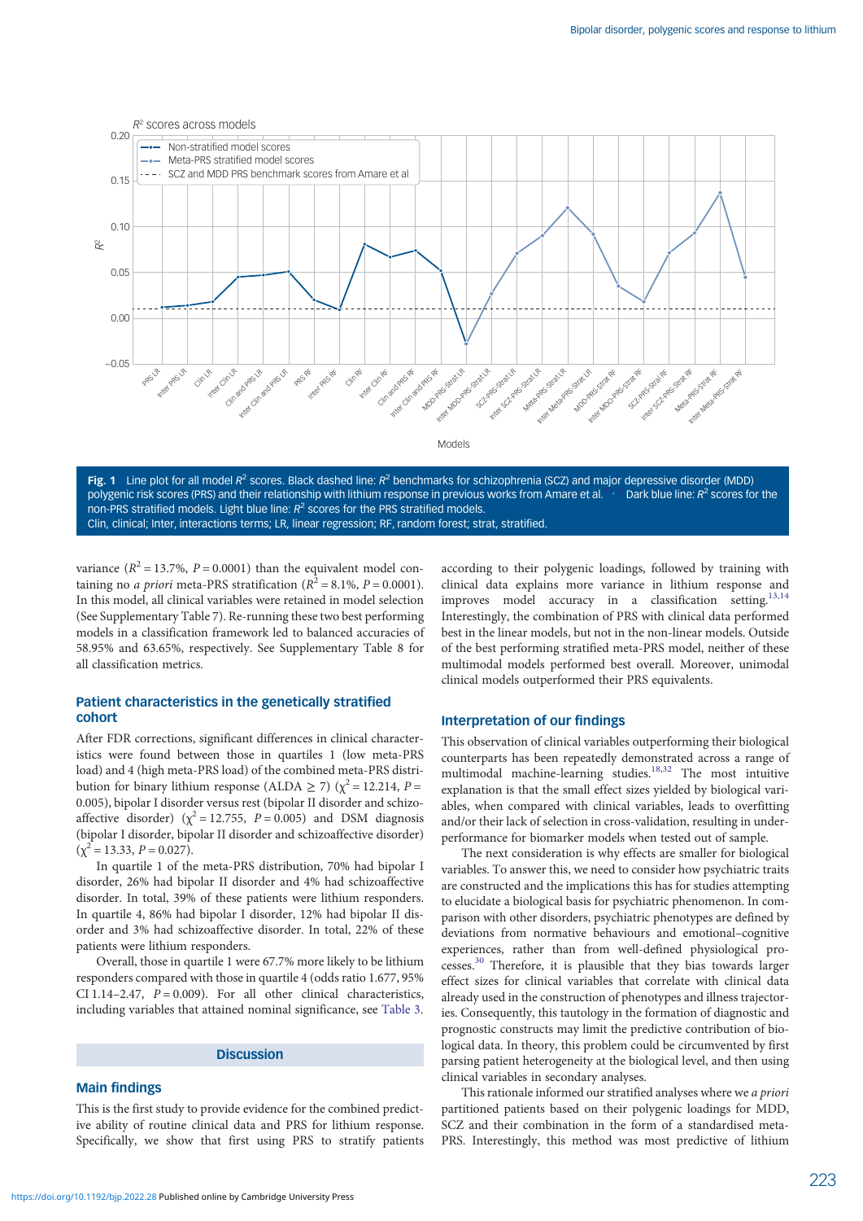*R*² scores across models

Fig. 1 Line plot for all model $R^2$ scores. Black dashed line: $R^2$ benchmarks for schizophrenia (SCZ) and major depressive disorder (MDD) polygenic risk scores (PRS) and their relationship with lithium response in previous works from Amare et al. Dark blue line: $R^2$ scores for the non-PRS stratified models. Light blue line: $R^2$ scores for the PRS stratified models.
Clin, clinical; Inter, interactions terms; LR, linear regression; RF, random forest; strat, stratified.

variance ($R^2$ = 13.7%, $P$ = 0.0001) than the equivalent model containing no *a priori* meta-PRS stratification ($R^2$ = 8.1%, $P$ = 0.0001). In this model, all clinical variables were retained in model selection (See Supplementary Table 7). Re-running these two best performing models in a classification framework led to balanced accuracies of 58.95% and 63.65%, respectively. See Supplementary Table 8 for all classification metrics.

## Patient characteristics in the genetically stratified cohort

After FDR corrections, significant differences in clinical characteristics were found between those in quartiles 1 (low meta-PRS load) and 4 (high meta-PRS load) of the combined meta-PRS distribution for binary lithium response (ALDA ≥ 7) ($\chi^2$ = 12.214, $P$ = 0.005), bipolar I disorder versus rest (bipolar II disorder and schizoaffective disorder) ($\chi^2$ = 12.755, $P$ = 0.005) and DSM diagnosis (bipolar I disorder, bipolar II disorder and schizoaffective disorder) ($\chi^2$ = 13.33, $P$ = 0.027).

In quartile 1 of the meta-PRS distribution, 70% had bipolar I disorder, 26% had bipolar II disorder and 4% had schizoaffective disorder. In total, 39% of these patients were lithium responders. In quartile 4, 86% had bipolar I disorder, 12% had bipolar II disorder and 3% had schizoaffective disorder. In total, 22% of these patients were lithium responders.

Overall, those in quartile 1 were 67.7% more likely to be lithium responders compared with those in quartile 4 (odds ratio 1.677, 95% CI 1.14–2.47, $P$ = 0.009). For all other clinical characteristics, including variables that attained nominal significance, see Table 3.

# Discussion

## Main findings

This is the first study to provide evidence for the combined predictive ability of routine clinical data and PRS for lithium response. Specifically, we show that first using PRS to stratify patients according to their polygenic loadings, followed by training with clinical data explains more variance in lithium response and improves model accuracy in a classification setting.[13,14] Interestingly, the combination of PRS with clinical data performed best in the linear models, but not in the non-linear models. Outside of the best performing stratified meta-PRS model, neither of these multimodal models performed best overall. Moreover, unimodal clinical models outperformed their PRS equivalents.

## Interpretation of our findings

This observation of clinical variables outperforming their biological counterparts has been repeatedly demonstrated across a range of multimodal machine-learning studies.[18,32] The most intuitive explanation is that the small effect sizes yielded by biological variables, when compared with clinical variables, leads to overfitting and/or their lack of selection in cross-validation, resulting in underperformance for biomarker models when tested out of sample.

The next consideration is why effects are smaller for biological variables. To answer this, we need to consider how psychiatric traits are constructed and the implications this has for studies attempting to elucidate a biological basis for psychiatric phenomenon. In comparison with other disorders, psychiatric phenotypes are defined by deviations from normative behaviours and emotional–cognitive experiences, rather than from well-defined physiological processes.[30] Therefore, it is plausible that they bias towards larger effect sizes for clinical variables that correlate with clinical data already used in the construction of phenotypes and illness trajectories. Consequently, this tautology in the formation of diagnostic and prognostic constructs may limit the predictive contribution of biological data. In theory, this problem could be circumvented by first parsing patient heterogeneity at the biological level, and then using clinical variables in secondary analyses.

This rationale informed our stratified analyses where we *a priori* partitioned patients based on their polygenic loadings for MDD, SCZ and their combination in the form of a standardised meta-PRS. Interestingly, this method was most predictive of lithium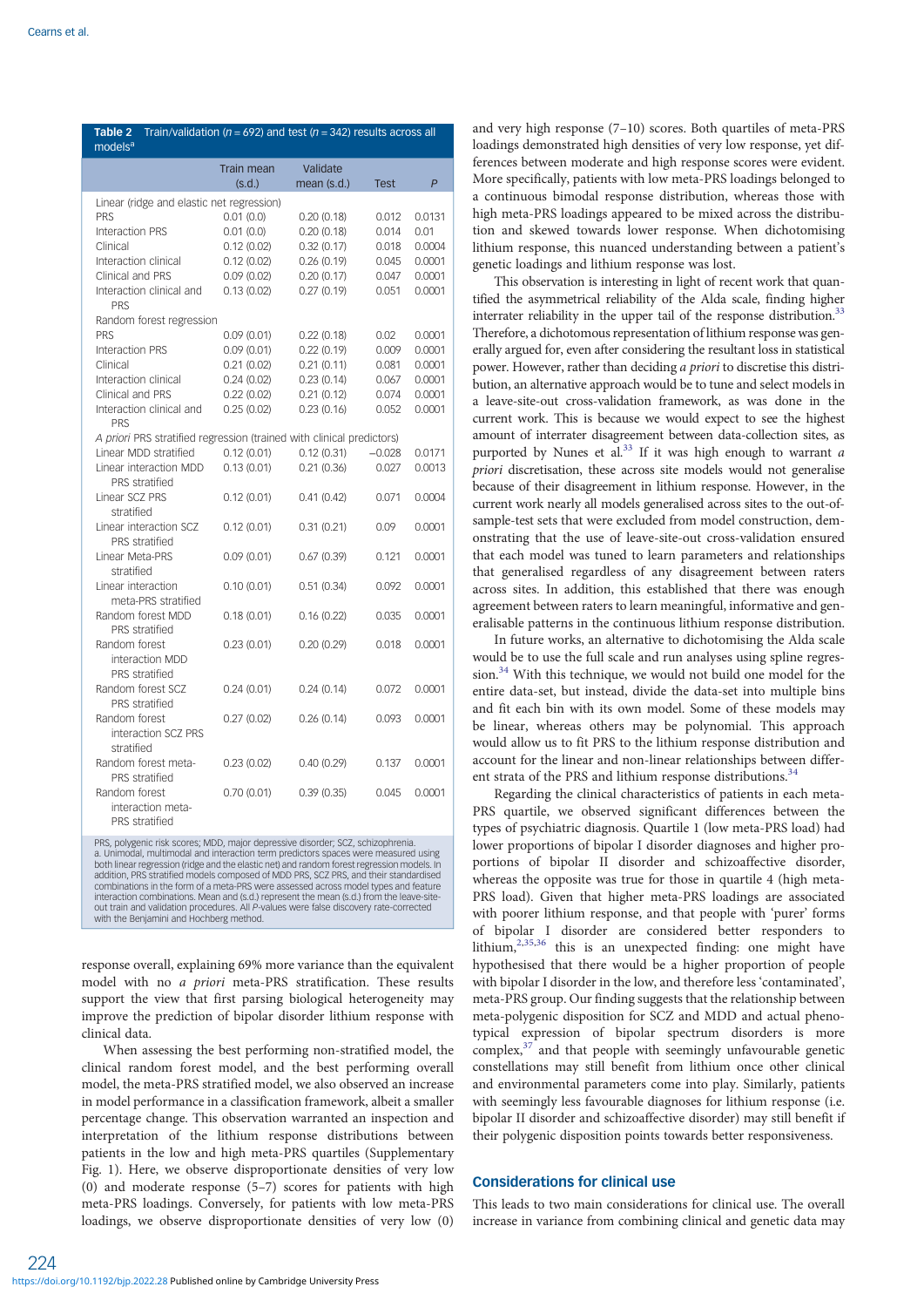**Table 2** Train/validation ($n = 692$) and test ($n = 342$) results across all models[a]

| | Train mean (s.d.) | Validate mean (s.d.) | Test | P |
|---|---|---|---|---|
| Linear (ridge and elastic net regression) | | | | |
| PRS | 0.01 (0.0) | 0.20 (0.18) | 0.012 | 0.0131 |
| Interaction PRS | 0.01 (0.0) | 0.20 (0.18) | 0.014 | 0.01 |
| Clinical | 0.12 (0.02) | 0.32 (0.17) | 0.018 | 0.0004 |
| Interaction clinical | 0.12 (0.02) | 0.26 (0.19) | 0.045 | 0.0001 |
| Clinical and PRS | 0.09 (0.02) | 0.20 (0.17) | 0.047 | 0.0001 |
| Interaction clinical and PRS | 0.13 (0.02) | 0.27 (0.19) | 0.051 | 0.0001 |
| Random forest regression | | | | |
| PRS | 0.09 (0.01) | 0.22 (0.18) | 0.02 | 0.0001 |
| Interaction PRS | 0.09 (0.01) | 0.22 (0.19) | 0.009 | 0.0001 |
| Clinical | 0.21 (0.02) | 0.21 (0.11) | 0.081 | 0.0001 |
| Interaction clinical | 0.24 (0.02) | 0.23 (0.14) | 0.067 | 0.0001 |
| Clinical and PRS | 0.22 (0.02) | 0.21 (0.12) | 0.074 | 0.0001 |
| Interaction clinical and PRS | 0.25 (0.02) | 0.23 (0.16) | 0.052 | 0.0001 |
| *A priori* PRS stratified regression (trained with clinical predictors) | | | | |
| Linear MDD stratified | 0.12 (0.01) | 0.12 (0.31) | −0.028 | 0.0171 |
| Linear interaction MDD PRS stratified | 0.13 (0.01) | 0.21 (0.36) | 0.027 | 0.0013 |
| Linear SCZ PRS stratified | 0.12 (0.01) | 0.41 (0.42) | 0.071 | 0.0004 |
| Linear interaction SCZ PRS stratified | 0.12 (0.01) | 0.31 (0.21) | 0.09 | 0.0001 |
| Linear Meta-PRS stratified | 0.09 (0.01) | 0.67 (0.39) | 0.121 | 0.0001 |
| Linear interaction meta-PRS stratified | 0.10 (0.01) | 0.51 (0.34) | 0.092 | 0.0001 |
| Random forest MDD PRS stratified | 0.18 (0.01) | 0.16 (0.22) | 0.035 | 0.0001 |
| Random forest interaction MDD PRS stratified | 0.23 (0.01) | 0.20 (0.29) | 0.018 | 0.0001 |
| Random forest SCZ PRS stratified | 0.24 (0.01) | 0.24 (0.14) | 0.072 | 0.0001 |
| Random forest interaction SCZ PRS stratified | 0.27 (0.02) | 0.26 (0.14) | 0.093 | 0.0001 |
| Random forest meta-PRS stratified | 0.23 (0.02) | 0.40 (0.29) | 0.137 | 0.0001 |
| Random forest interaction meta-PRS stratified | 0.70 (0.01) | 0.39 (0.35) | 0.045 | 0.0001 |

PRS, polygenic risk scores; MDD, major depressive disorder; SCZ, schizophrenia.
a. Unimodal, multimodal and interaction term predictors spaces were measured using both linear regression (ridge and the elastic net) and random forest regression models. In addition, PRS stratified models composed of MDD PRS, SCZ PRS, and their standardised combinations in the form of a meta-PRS were assessed across model types and feature interaction combinations. Mean and (s.d.) represent the mean (s.d.) from the leave-site-out train and validation procedures. All *P*-values were false discovery rate-corrected with the Benjamini and Hochberg method.

response overall, explaining 69% more variance than the equivalent model with no *a priori* meta-PRS stratification. These results support the view that first parsing biological heterogeneity may improve the prediction of bipolar disorder lithium response with clinical data.

When assessing the best performing non-stratified model, the clinical random forest model, and the best performing overall model, the meta-PRS stratified model, we also observed an increase in model performance in a classification framework, albeit a smaller percentage change. This observation warranted an inspection and interpretation of the lithium response distributions between patients in the low and high meta-PRS quartiles (Supplementary Fig. 1). Here, we observe disproportionate densities of very low (0) and moderate response (5–7) scores for patients with high meta-PRS loadings. Conversely, for patients with low meta-PRS loadings, we observe disproportionate densities of very low (0) and very high response (7–10) scores. Both quartiles of meta-PRS loadings demonstrated high densities of very low response, yet differences between moderate and high response scores were evident. More specifically, patients with low meta-PRS loadings belonged to a continuous bimodal response distribution, whereas those with high meta-PRS loadings appeared to be mixed across the distribution and skewed towards lower response. When dichotomising lithium response, this nuanced understanding between a patient's genetic loadings and lithium response was lost.

This observation is interesting in light of recent work that quantified the asymmetrical reliability of the Alda scale, finding higher interrater reliability in the upper tail of the response distribution.[33] Therefore, a dichotomous representation of lithium response was generally argued for, even after considering the resultant loss in statistical power. However, rather than deciding *a priori* to discretise this distribution, an alternative approach would be to tune and select models in a leave-site-out cross-validation framework, as was done in the current work. This is because we would expect to see the highest amount of interrater disagreement between data-collection sites, as purported by Nunes et al.[33] If it was high enough to warrant *a priori* discretisation, these across site models would not generalise because of their disagreement in lithium response. However, in the current work nearly all models generalised across sites to the out-of-sample-test sets that were excluded from model construction, demonstrating that the use of leave-site-out cross-validation ensured that each model was tuned to learn parameters and relationships that generalised regardless of any disagreement between raters across sites. In addition, this established that there was enough agreement between raters to learn meaningful, informative and generalisable patterns in the continuous lithium response distribution.

In future works, an alternative to dichotomising the Alda scale would be to use the full scale and run analyses using spline regression.[34] With this technique, we would not build one model for the entire data-set, but instead, divide the data-set into multiple bins and fit each bin with its own model. Some of these models may be linear, whereas others may be polynomial. This approach would allow us to fit PRS to the lithium response distribution and account for the linear and non-linear relationships between different strata of the PRS and lithium response distributions.[34]

Regarding the clinical characteristics of patients in each meta-PRS quartile, we observed significant differences between the types of psychiatric diagnosis. Quartile 1 (low meta-PRS load) had lower proportions of bipolar I disorder diagnoses and higher proportions of bipolar II disorder and schizoaffective disorder, whereas the opposite was true for those in quartile 4 (high meta-PRS load). Given that higher meta-PRS loadings are associated with poorer lithium response, and that people with 'purer' forms of bipolar I disorder are considered better responders to lithium,[2,35,36] this is an unexpected finding: one might have hypothesised that there would be a higher proportion of people with bipolar I disorder in the low, and therefore less 'contaminated', meta-PRS group. Our finding suggests that the relationship between meta-polygenic disposition for SCZ and MDD and actual phenotypical expression of bipolar spectrum disorders is more complex,[37] and that people with seemingly unfavourable genetic constellations may still benefit from lithium once other clinical and environmental parameters come into play. Similarly, patients with seemingly less favourable diagnoses for lithium response (i.e. bipolar II disorder and schizoaffective disorder) may still benefit if their polygenic disposition points towards better responsiveness.

## Considerations for clinical use

This leads to two main considerations for clinical use. The overall increase in variance from combining clinical and genetic data may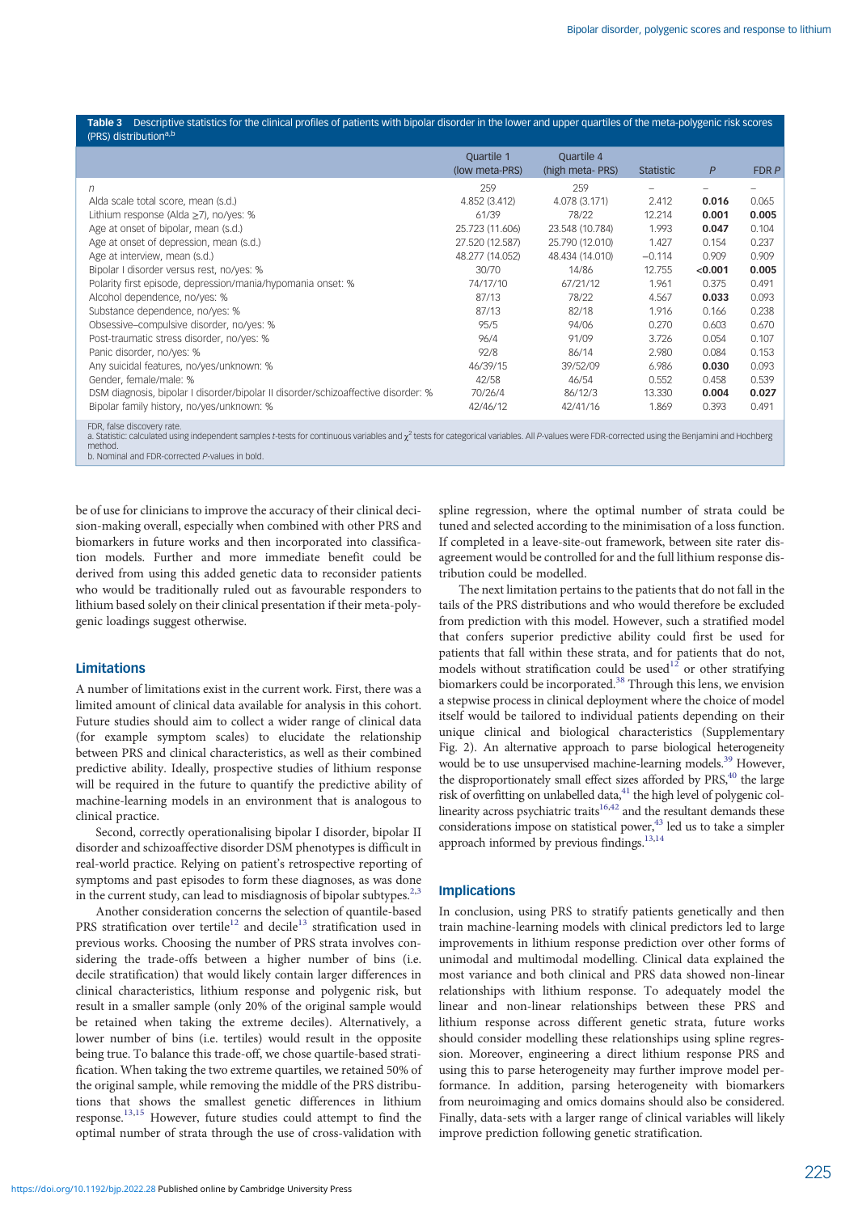**Table 3** Descriptive statistics for the clinical profiles of patients with bipolar disorder in the lower and upper quartiles of the meta-polygenic risk scores (PRS) distribution[a,b]

| | Quartile 1 (low meta-PRS) | Quartile 4 (high meta- PRS) | Statistic | *P* | FDR *P* |
|---|---|---|---|---|---|
| *n* | 259 | 259 | – | – | – |
| Alda scale total score, mean (s.d.) | 4.852 (3.412) | 4.078 (3.171) | 2.412 | **0.016** | 0.065 |
| Lithium response (Alda ≥7), no/yes: % | 61/39 | 78/22 | 12.214 | **0.001** | **0.005** |
| Age at onset of bipolar, mean (s.d.) | 25.723 (11.606) | 23.548 (10.784) | 1.993 | **0.047** | 0.104 |
| Age at onset of depression, mean (s.d.) | 27.520 (12.587) | 25.790 (12.010) | 1.427 | 0.154 | 0.237 |
| Age at interview, mean (s.d.) | 48.277 (14.052) | 48.434 (14.010) | −0.114 | 0.909 | 0.909 |
| Bipolar I disorder versus rest, no/yes: % | 30/70 | 14/86 | 12.755 | **<0.001** | **0.005** |
| Polarity first episode, depression/mania/hypomania onset: % | 74/17/10 | 67/21/12 | 1.961 | 0.375 | 0.491 |
| Alcohol dependence, no/yes: % | 87/13 | 78/22 | 4.567 | **0.033** | 0.093 |
| Substance dependence, no/yes: % | 87/13 | 82/18 | 1.916 | 0.166 | 0.238 |
| Obsessive–compulsive disorder, no/yes: % | 95/5 | 94/06 | 0.270 | 0.603 | 0.670 |
| Post-traumatic stress disorder, no/yes: % | 96/4 | 91/09 | 3.726 | 0.054 | 0.107 |
| Panic disorder, no/yes: % | 92/8 | 86/14 | 2.980 | 0.084 | 0.153 |
| Any suicidal features, no/yes/unknown: % | 46/39/15 | 39/52/09 | 6.986 | **0.030** | 0.093 |
| Gender, female/male: % | 42/58 | 46/54 | 0.552 | 0.458 | 0.539 |
| DSM diagnosis, bipolar I disorder/bipolar II disorder/schizoaffective disorder: % | 70/26/4 | 86/12/3 | 13.330 | **0.004** | **0.027** |
| Bipolar family history, no/yes/unknown: % | 42/46/12 | 42/41/16 | 1.869 | 0.393 | 0.491 |

FDR, false discovery rate.
a. Statistic: calculated using independent samples *t*-tests for continuous variables and $\chi^2$ tests for categorical variables. All *P*-values were FDR-corrected using the Benjamini and Hochberg method.
b. Nominal and FDR-corrected *P*-values in bold.

be of use for clinicians to improve the accuracy of their clinical decision-making overall, especially when combined with other PRS and biomarkers in future works and then incorporated into classification models. Further and more immediate benefit could be derived from using this added genetic data to reconsider patients who would be traditionally ruled out as favourable responders to lithium based solely on their clinical presentation if their meta-polygenic loadings suggest otherwise.

## Limitations

A number of limitations exist in the current work. First, there was a limited amount of clinical data available for analysis in this cohort. Future studies should aim to collect a wider range of clinical data (for example symptom scales) to elucidate the relationship between PRS and clinical characteristics, as well as their combined predictive ability. Ideally, prospective studies of lithium response will be required in the future to quantify the predictive ability of machine-learning models in an environment that is analogous to clinical practice.

Second, correctly operationalising bipolar I disorder, bipolar II disorder and schizoaffective disorder DSM phenotypes is difficult in real-world practice. Relying on patient's retrospective reporting of symptoms and past episodes to form these diagnoses, as was done in the current study, can lead to misdiagnosis of bipolar subtypes.[2,3]

Another consideration concerns the selection of quantile-based PRS stratification over tertile[12] and decile[13] stratification used in previous works. Choosing the number of PRS strata involves considering the trade-offs between a higher number of bins (i.e. decile stratification) that would likely contain larger differences in clinical characteristics, lithium response and polygenic risk, but result in a smaller sample (only 20% of the original sample would be retained when taking the extreme deciles). Alternatively, a lower number of bins (i.e. tertiles) would result in the opposite being true. To balance this trade-off, we chose quartile-based stratification. When taking the two extreme quartiles, we retained 50% of the original sample, while removing the middle of the PRS distributions that shows the smallest genetic differences in lithium response.[13,15] However, future studies could attempt to find the optimal number of strata through the use of cross-validation with spline regression, where the optimal number of strata could be tuned and selected according to the minimisation of a loss function. If completed in a leave-site-out framework, between site rater disagreement would be controlled for and the full lithium response distribution could be modelled.

The next limitation pertains to the patients that do not fall in the tails of the PRS distributions and who would therefore be excluded from prediction with this model. However, such a stratified model that confers superior predictive ability could first be used for patients that fall within these strata, and for patients that do not, models without stratification could be used[12] or other stratifying biomarkers could be incorporated.[38] Through this lens, we envision a stepwise process in clinical deployment where the choice of model itself would be tailored to individual patients depending on their unique clinical and biological characteristics (Supplementary Fig. 2). An alternative approach to parse biological heterogeneity would be to use unsupervised machine-learning models.[39] However, the disproportionately small effect sizes afforded by PRS,[40] the large risk of overfitting on unlabelled data,[41] the high level of polygenic collinearity across psychiatric traits[16,42] and the resultant demands these considerations impose on statistical power,[43] led us to take a simpler approach informed by previous findings.[13,14]

## Implications

In conclusion, using PRS to stratify patients genetically and then train machine-learning models with clinical predictors led to large improvements in lithium response prediction over other forms of unimodal and multimodal modelling. Clinical data explained the most variance and both clinical and PRS data showed non-linear relationships with lithium response. To adequately model the linear and non-linear relationships between these PRS and lithium response across different genetic strata, future works should consider modelling these relationships using spline regression. Moreover, engineering a direct lithium response PRS and using this to parse heterogeneity may further improve model performance. In addition, parsing heterogeneity with biomarkers from neuroimaging and omics domains should also be considered. Finally, data-sets with a larger range of clinical variables will likely improve prediction following genetic stratification.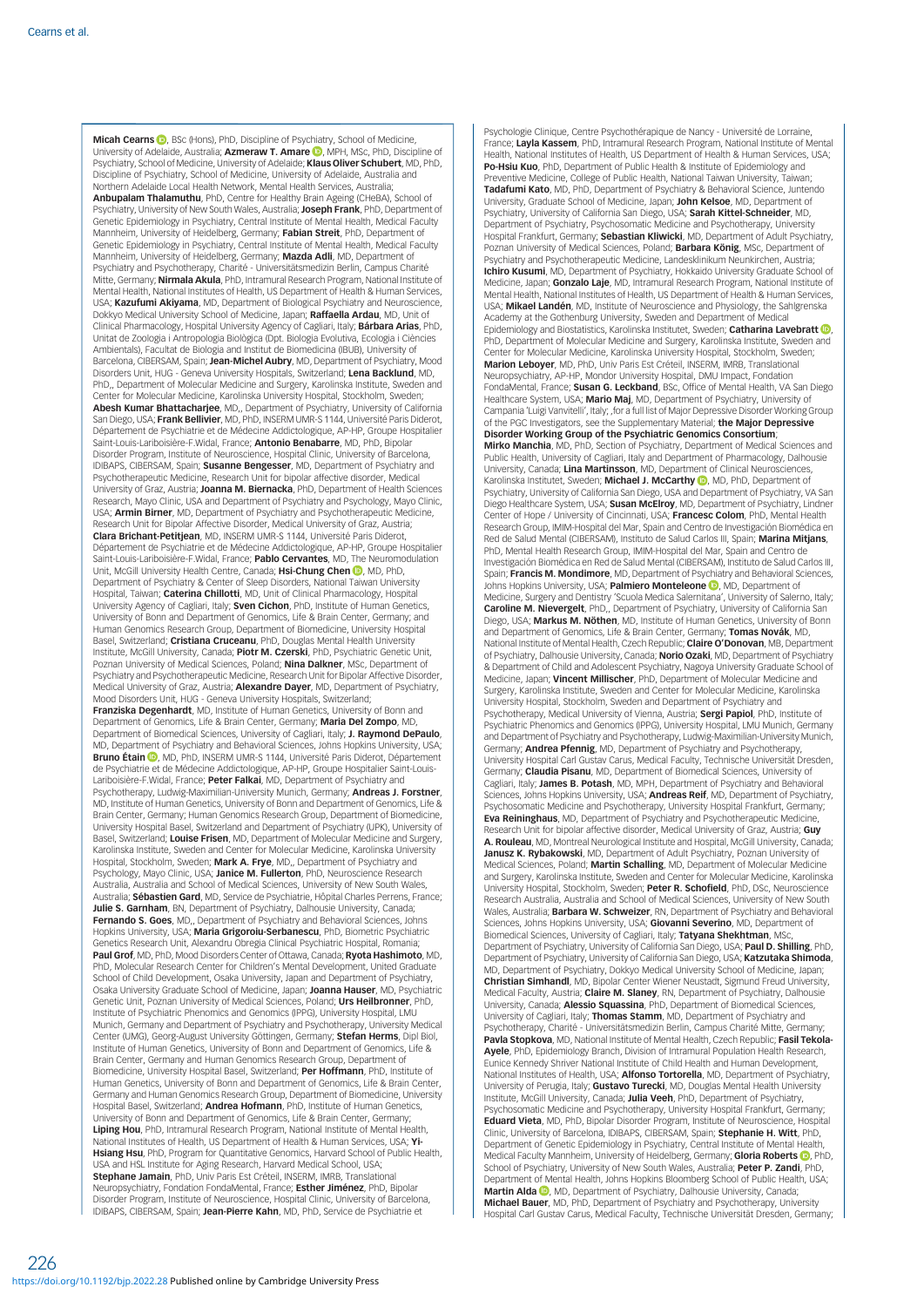**Micah Cearns**, BSc (Hons), PhD, Discipline of Psychiatry, School of Medicine, University of Adelaide, Australia; **Azmeraw T. Amare**, MPH, MSc, PhD, Discipline of Psychiatry, School of Medicine, University of Adelaide; **Klaus Oliver Schubert**, MD, PhD, Discipline of Psychiatry, School of Medicine, University of Adelaide, Australia and Northern Adelaide Local Health Network, Mental Health Services, Australia; **Anbupalam Thalamuthu**, PhD, Centre for Healthy Brain Ageing (CHeBA), School of Psychiatry, University of New South Wales, Australia; **Joseph Frank**, PhD, Department of Genetic Epidemiology in Psychiatry, Central Institute of Mental Health, Medical Faculty Mannheim, University of Heidelberg, Germany; **Fabian Streit**, PhD, Department of Genetic Epidemiology in Psychiatry, Central Institute of Mental Health, Medical Faculty Mannheim, University of Heidelberg, Germany; **Mazda Adli**, MD, Department of Psychiatry and Psychotherapy, Charité - Universitätsmedizin Berlin, Campus Charité Mitte, Germany; **Nirmala Akula**, PhD, Intramural Research Program, National Institute of Mental Health, National Institutes of Health, US Department of Health & Human Services, USA; **Kazufumi Akiyama**, MD, Department of Biological Psychiatry and Neuroscience, Dokkyo Medical University School of Medicine, Japan; **Raffaella Ardau**, MD, Unit of Clinical Pharmacology, Hospital University Agency of Cagliari, Italy; **Bárbara Arias**, PhD, Unitat de Zoologia i Antropologia Biològica (Dpt. Biologia Evolutiva, Ecologia i Ciències Ambientals), Facultat de Biologia and Institut de Biomedicina (IBUB), University of Barcelona, CIBERSAM, Spain; **Jean-Michel Aubry**, MD, Department of Psychiatry, Mood Disorders Unit, HUG - Geneva University Hospitals, Switzerland; **Lena Backlund**, MD, PhD,, Department of Molecular Medicine and Surgery, Karolinska Institute, Sweden and Center for Molecular Medicine, Karolinska University Hospital, Stockholm, Sweden; **Abesh Kumar Bhattacharjee**, MD,, Department of Psychiatry, University of California San Diego, USA; **Frank Bellivier**, MD, PhD, INSERM UMR-S 1144, Université Paris Diderot, Département de Psychiatrie et de Médecine Addictologique, AP-HP, Groupe Hospitalier Saint-Louis-Lariboisière-F.Widal, France; **Antonio Benabarre**, MD, PhD, Bipolar Disorder Program, Institute of Neuroscience, Hospital Clinic, University of Barcelona, IDIBAPS, CIBERSAM, Spain; **Susanne Bengesser**, MD, Department of Psychiatry and Psychotherapeutic Medicine, Research Unit for bipolar affective disorder, Medical University of Graz, Austria; **Joanna M. Biernacka**, PhD, Department of Health Sciences Research, Mayo Clinic, USA and Department of Psychiatry and Psychology, Mayo Clinic, USA; **Armin Birner**, MD, Department of Psychiatry and Psychotherapeutic Medicine, Research Unit for Bipolar Affective Disorder, Medical University of Graz, Austria; **Clara Brichant-Petitjean**, MD, INSERM UMR-S 1144, Université Paris Diderot, Département de Psychiatrie et de Médecine Addictologique, AP-HP, Groupe Hospitalier Saint-Louis-Lariboisière-F.Widal, France; **Pablo Cervantes**, MD, The Neuromodulation Unit, McGill University Health Centre, Canada; **Hsi-Chung Chen**, MD, PhD, Department of Psychiatry & Center of Sleep Disorders, National Taiwan University Hospital, Taiwan; **Caterina Chillotti**, MD, Unit of Clinical Pharmacology, Hospital University Agency of Cagliari, Italy; **Sven Cichon**, PhD, Institute of Human Genetics, University of Bonn and Department of Genomics, Life & Brain Center, Germany; and Human Genomics Research Group, Department of Biomedicine, University Hospital Basel, Switzerland; **Cristiana Cruceanu**, PhD, Douglas Mental Health University Institute, McGill University, Canada; **Piotr M. Czerski**, PhD, Psychiatric Genetic Unit, Poznan University of Medical Sciences, Poland; **Nina Dalkner**, MSc, Department of Psychiatry and Psychotherapeutic Medicine, Research Unit for Bipolar Affective Disorder, Medical University of Graz, Austria; **Alexandre Dayer**, MD, Department of Psychiatry, Mood Disorders Unit, HUG - Geneva University Hospitals, Switzerland; **Franziska Degenhardt**, MD, Institute of Human Genetics, University of Bonn and Department of Genomics, Life & Brain Center, Germany; **Maria Del Zompo**, MD, Department of Biomedical Sciences, University of Cagliari, Italy; **J. Raymond DePaulo**, MD, Department of Psychiatry and Behavioral Sciences, Johns Hopkins University, USA; **Bruno Étain**, MD, PhD, INSERM UMR-S 1144, Université Paris Diderot, Département de Psychiatrie et de Médecine Addictologique, AP-HP, Groupe Hospitalier Saint-Louis-Lariboisière-F.Widal, France; **Peter Falkai**, MD, Department of Psychiatry and Psychotherapy, Ludwig-Maximilian-University Munich, Germany; **Andreas J. Forstner**, MD, Institute of Human Genetics, University of Bonn and Department of Genomics, Life & Brain Center, Germany; Human Genomics Research Group, Department of Biomedicine, University Hospital Basel, Switzerland and Department of Psychiatry (UPK), University of Basel, Switzerland; **Louise Frisen**, MD, Department of Molecular Medicine and Surgery, Karolinska Institute, Sweden and Center for Molecular Medicine, Karolinska University Hospital, Stockholm, Sweden; **Mark A. Frye**, MD,, Department of Psychiatry and Psychology, Mayo Clinic, USA; **Janice M. Fullerton**, PhD, Neuroscience Research Australia, Australia and School of Medical Sciences, University of New South Wales, Australia; **Sébastien Gard**, MD, Service de Psychiatrie, Hôpital Charles Perrens, France; **Julie S. Garnham**, BN, Department of Psychiatry, Dalhousie University, Canada; **Fernando S. Goes**, MD,, Department of Psychiatry and Behavioral Sciences, Johns Hopkins University, USA; **Maria Grigoroiu-Serbanescu**, PhD, Biometric Psychiatric Genetics Research Unit, Alexandru Obregia Clinical Psychiatric Hospital, Romania; **Paul Grof**, MD, PhD, Mood Disorders Center of Ottawa, Canada; **Ryota Hashimoto**, MD, PhD, Molecular Research Center for Children's Mental Development, United Graduate School of Child Development, Osaka University, Japan and Department of Psychiatry, Osaka University Graduate School of Medicine, Japan; **Joanna Hauser**, MD, Psychiatric Genetic Unit, Poznan University of Medical Sciences, Poland; **Urs Heilbronner**, PhD, Institute of Psychiatric Phenomics and Genomics (IPPG), University Hospital, LMU Munich, Germany and Department of Psychiatry and Psychotherapy, University Medical Center (UMG), Georg-August University Göttingen, Germany; **Stefan Herms**, Dipl Biol, Institute of Human Genetics, University of Bonn and Department of Genomics, Life & Brain Center, Germany and Human Genomics Research Group, Department of Biomedicine, University Hospital Basel, Switzerland; **Per Hoffmann**, PhD, Institute of Human Genetics, University of Bonn and Department of Genomics, Life & Brain Center, Germany and Human Genomics Research Group, Department of Biomedicine, University Hospital Basel, Switzerland; **Andrea Hofmann**, PhD, Institute of Human Genetics, University of Bonn and Department of Genomics, Life & Brain Center, Germany; **Liping Hou**, PhD, Intramural Research Program, National Institute of Mental Health, National Institutes of Health, US Department of Health & Human Services, USA; **Yi-Hsiang Hsu**, PhD, Program for Quantitative Genomics, Harvard School of Public Health, USA and HSL Institute for Aging Research, Harvard Medical School, USA; **Stephane Jamain**, PhD, Univ Paris Est Créteil, INSERM, IMRB, Translational Neuropsychiatry, Fondation FondaMental, France; **Esther Jiménez**, PhD, Bipolar Disorder Program, Institute of Neuroscience, Hospital Clinic, University of Barcelona, IDIBAPS, CIBERSAM, Spain; **Jean-Pierre Kahn**, MD, PhD, Service de Psychiatrie et Psychologie Clinique, Centre Psychothérapique de Nancy - Université de Lorraine, France; **Layla Kassem**, PhD, Intramural Research Program, National Institute of Mental Health, National Institutes of Health, US Department of Health & Human Services, USA; **Po-Hsiu Kuo**, PhD, Department of Public Health & Institute of Epidemiology and Preventive Medicine, College of Public Health, National Taiwan University, Taiwan; **Tadafumi Kato**, MD, PhD, Department of Psychiatry & Behavioral Science, Juntendo University, Graduate School of Medicine, Japan; **John Kelsoe**, MD, Department of Psychiatry, University of California San Diego, USA; **Sarah Kittel-Schneider**, MD, Department of Psychiatry, Psychosomatic Medicine and Psychotherapy, University Hospital Frankfurt, Germany; **Sebastian Kliwicki**, MD, Department of Adult Psychiatry, Poznan University of Medical Sciences, Poland; **Barbara König**, MSc, Department of Psychiatry and Psychotherapeutic Medicine, Landesklinikum Neunkirchen, Austria; **Ichiro Kusumi**, MD, Department of Psychiatry, Hokkaido University Graduate School of Medicine, Japan; **Gonzalo Laje**, MD, Intramural Research Program, National Institute of Mental Health, National Institutes of Health, US Department of Health & Human Services, USA; **Mikael Landén**, MD, Institute of Neuroscience and Physiology, the Sahlgrenska Academy at the Gothenburg University, Sweden and Department of Medical Epidemiology and Biostatistics, Karolinska Institutet, Sweden; **Catharina Lavebratt**, PhD, Department of Molecular Medicine and Surgery, Karolinska Institute, Sweden and Center for Molecular Medicine, Karolinska University Hospital, Stockholm, Sweden; **Marion Leboyer**, MD, PhD, Univ Paris Est Créteil, INSERM, IMRB, Translational Neuropsychiatry, AP-HP, Mondor University Hospital, DMU Impact, Fondation FondaMental, France; **Susan G. Leckband**, BSc, Office of Mental Health, VA San Diego Healthcare System, USA; **Mario Maj**, MD, Department of Psychiatry, University of Campania 'Luigi Vanvitelli', Italy; ,for a full list of Major Depressive Disorder Working Group of the PGC Investigators, see the Supplementary Material; **the Major Depressive Disorder Working Group of the Psychiatric Genomics Consortium**; **Mirko Manchia**, MD, PhD, Section of Psychiatry, Department of Medical Sciences and Public Health, University of Cagliari, Italy and Department of Pharmacology, Dalhousie University, Canada; **Lina Martinsson**, MD, Department of Clinical Neurosciences, Karolinska Institutet, Sweden; **Michael J. McCarthy**, MD, PhD, Department of Psychiatry, University of California San Diego, USA and Department of Psychiatry, VA San Diego Healthcare System, USA; **Susan McElroy**, MD, Department of Psychiatry, Lindner Center of Hope / University of Cincinnati, USA; **Francesc Colom**, PhD, Mental Health Research Group, IMIM-Hospital del Mar, Spain and Centro de Investigación Biomédica en Red de Salud Mental (CIBERSAM), Instituto de Salud Carlos III, Spain; **Marina Mitjans**, PhD, Mental Health Research Group, IMIM-Hospital del Mar, Spain and Centro de Investigación Biomédica en Red de Salud Mental (CIBERSAM), Instituto de Salud Carlos III, Spain; **Francis M. Mondimore**, MD, Department of Psychiatry and Behavioral Sciences, Johns Hopkins University, USA; **Palmiero Monteleone**, MD, Department of Medicine, Surgery and Dentistry 'Scuola Medica Salernitana', University of Salerno, Italy; **Caroline M. Nievergelt**, PhD,, Department of Psychiatry, University of California San Diego, USA; **Markus M. Nöthen**, MD, Institute of Human Genetics, University of Bonn and Department of Genomics, Life & Brain Center, Germany; **Tomas Novák**, MD, National Institute of Mental Health, Czech Republic; **Claire O'Donovan**, MB, Department of Psychiatry, Dalhousie University, Canada; **Norio Ozaki**, MD, Department of Psychiatry & Department of Child and Adolescent Psychiatry, Nagoya University Graduate School of Medicine, Japan; **Vincent Millischer**, PhD, Department of Molecular Medicine and Surgery, Karolinska Institute, Sweden and Center for Molecular Medicine, Karolinska University Hospital, Stockholm, Sweden and Department of Psychiatry and Psychotherapy, Medical University of Vienna, Austria; **Sergi Papiol**, PhD, Institute of Psychiatric Phenomics and Genomics (IPPG), University Hospital, LMU Munich, Germany and Department of Psychiatry and Psychotherapy, Ludwig-Maximilian-University Munich, Germany; **Andrea Pfennig**, MD, Department of Psychiatry and Psychotherapy, University Hospital Carl Gustav Carus, Medical Faculty, Technische Universität Dresden, Germany; **Claudia Pisanu**, MD, Department of Biomedical Sciences, University of Cagliari, Italy; **James B. Potash**, MD, MPH, Department of Psychiatry and Behavioral Sciences, Johns Hopkins University, USA; **Andreas Reif**, MD, Department of Psychiatry, Psychosomatic Medicine and Psychotherapy, University Hospital Frankfurt, Germany; **Eva Reininghaus**, MD, Department of Psychiatry and Psychotherapeutic Medicine, Research Unit for bipolar affective disorder, Medical University of Graz, Austria; **Guy A. Rouleau**, MD, Montreal Neurological Institute and Hospital, McGill University, Canada; **Janusz K. Rybakowski**, MD, Department of Adult Psychiatry, Poznan University of Medical Sciences, Poland; **Martin Schalling**, MD, Department of Molecular Medicine and Surgery, Karolinska Institute, Sweden and Center for Molecular Medicine, Karolinska University Hospital, Stockholm, Sweden; **Peter R. Schofield**, PhD, DSc, Neuroscience Research Australia, Australia and School of Medical Sciences, University of New South Wales, Australia; **Barbara W. Schweizer**, RN, Department of Psychiatry and Behavioral Sciences, Johns Hopkins University, USA; **Giovanni Severino**, MD, Department of Biomedical Sciences, University of Cagliari, Italy; **Tatyana Shekhtman**, MSc, Department of Psychiatry, University of California San Diego, USA; **Paul D. Shilling**, PhD, Department of Psychiatry, University of California San Diego, USA; **Katzutaka Shimoda**, MD, Department of Psychiatry, Dokkyo Medical University School of Medicine, Japan; **Christian Simhandl**, MD, Bipolar Center Wiener Neustadt, Sigmund Freud University, Medical Faculty, Austria; **Claire M. Slaney**, RN, Department of Psychiatry, Dalhousie University, Canada; **Alessio Squassina**, PhD, Department of Biomedical Sciences, University of Cagliari, Italy; **Thomas Stamm**, MD, Department of Psychiatry and Psychotherapy, Charité - Universitätsmedizin Berlin, Campus Charité Mitte, Germany; **Pavla Stopkova**, MD, National Institute of Mental Health, Czech Republic; **Fasil Tekola-Ayele**, PhD, Epidemiology Branch, Division of Intramural Population Health Research, Eunice Kennedy Shriver National Institute of Child Health and Human Development, National Institutes of Health, USA; **Alfonso Tortorella**, MD, Department of Psychiatry, University of Perugia, Italy; **Gustavo Turecki**, MD, Douglas Mental Health University Institute, McGill University, Canada; **Julia Veeh**, PhD, Department of Psychiatry, Psychosomatic Medicine and Psychotherapy, University Hospital Frankfurt, Germany; **Eduard Vieta**, MD, PhD, Bipolar Disorder Program, Institute of Neuroscience, Hospital Clinic, University of Barcelona, IDIBAPS, CIBERSAM, Spain; **Stephanie H. Witt**, PhD, Department of Genetic Epidemiology in Psychiatry, Central Institute of Mental Health, Medical Faculty Mannheim, University of Heidelberg, Germany; **Gloria Roberts**, PhD, School of Psychiatry, University of New South Wales, Australia; **Peter P. Zandi**, PhD, Department of Mental Health, Johns Hopkins Bloomberg School of Public Health, USA; **Martin Alda**, MD, Department of Psychiatry, Dalhousie University, Canada; **Michael Bauer**, MD, PhD, Department of Psychiatry and Psychotherapy, University Hospital Carl Gustav Carus, Medical Faculty, Technische Universität Dresden, Germany;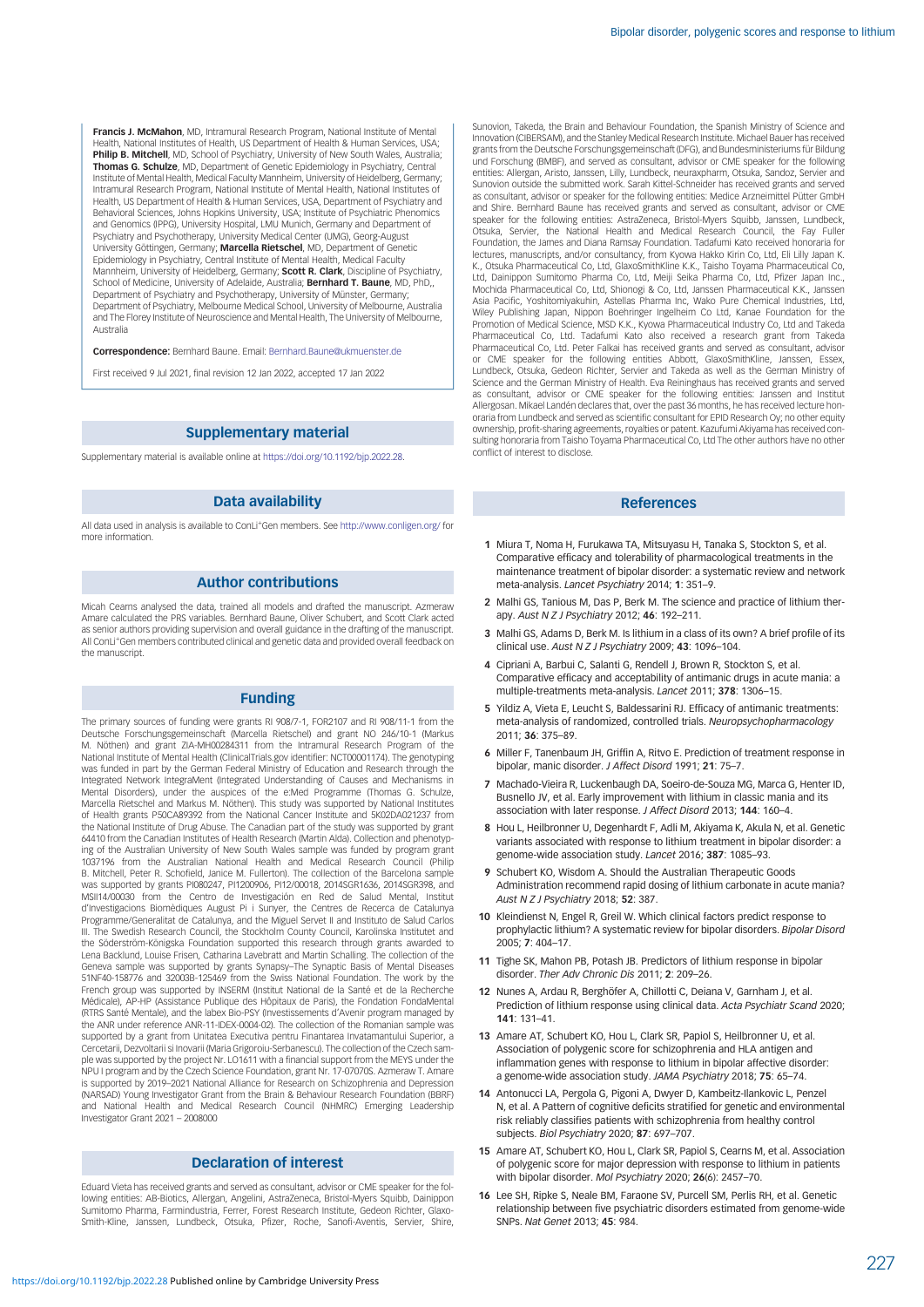**Francis J. McMahon**, MD, Intramural Research Program, National Institute of Mental Health, National Institutes of Health, US Department of Health & Human Services, USA; **Philip B. Mitchell**, MD, School of Psychiatry, University of New South Wales, Australia; **Thomas G. Schulze**, MD, Department of Genetic Epidemiology in Psychiatry, Central Institute of Mental Health, Medical Faculty Mannheim, University of Heidelberg, Germany; Intramural Research Program, National Institute of Mental Health, National Institutes of Health, US Department of Health & Human Services, USA, Department of Psychiatry and Behavioral Sciences, Johns Hopkins University, USA; Institute of Psychiatric Phenomics and Genomics (IPPG), University Hospital, LMU Munich, Germany and Department of Psychiatry and Psychotherapy, University Medical Center (UMG), Georg-August University Göttingen, Germany; **Marcella Rietschel**, MD, Department of Genetic Epidemiology in Psychiatry, Central Institute of Mental Health, Medical Faculty Mannheim, University of Heidelberg, Germany; **Scott R. Clark**, Discipline of Psychiatry, School of Medicine, University of Adelaide, Australia; **Bernhard T. Baune**, MD, PhD,, Department of Psychiatry and Psychotherapy, University of Münster, Germany; Department of Psychiatry, Melbourne Medical School, University of Melbourne, Australia and The Florey Institute of Neuroscience and Mental Health, The University of Melbourne, Australia

**Correspondence:** Bernhard Baune. Email: Bernhard.Baune@ukmuenster.de

First received 9 Jul 2021, final revision 12 Jan 2022, accepted 17 Jan 2022

## Supplementary material

Supplementary material is available online at https://doi.org/10.1192/bjp.2022.28.

## Data availability

All data used in analysis is available to ConLi+Gen members. See http://www.conligen.org/ for more information.

## Author contributions

Micah Cearns analysed the data, trained all models and drafted the manuscript. Azmeraw Amare calculated the PRS variables. Bernhard Baune, Oliver Schubert, and Scott Clark acted as senior authors providing supervision and overall guidance in the drafting of the manuscript. All ConLi+Gen members contributed clinical and genetic data and provided overall feedback on the manuscript.

## Funding

The primary sources of funding were grants RI 908/7-1, FOR2107 and RI 908/11-1 from the Deutsche Forschungsgemeinschaft (Marcella Rietschel) and grant NO 246/10-1 (Markus M. Nöthen) and grant ZIA-MH00284311 from the Intramural Research Program of the National Institute of Mental Health (ClinicalTrials.gov identifier: NCT00001174). The genotyping was funded in part by the German Federal Ministry of Education and Research through the Integrated Network IntegraMent (Integrated Understanding of Causes and Mechanisms in Mental Disorders), under the auspices of the e:Med Programme (Thomas G. Schulze, Marcella Rietschel and Markus M. Nöthen). This study was supported by National Institutes of Health grants P50CA89392 from the National Cancer Institute and 5K02DA021237 from the National Institute of Drug Abuse. The Canadian part of the study was supported by grant 64410 from the Canadian Institutes of Health Research (Martin Alda). Collection and phenotyping of the Australian University of New South Wales sample was funded by program grant 1037196 from the Australian National Health and Medical Research Council (Philip B. Mitchell, Peter R. Schofield, Janice M. Fullerton). The collection of the Barcelona sample was supported by grants PI080247, PI1200906, PI12/00018, 2014SGR1636, 2014SGR398, and MSII14/00030 from the Centro de Investigación en Red de Salud Mental, Institut d'Investigacions Biomèdiques August Pi i Sunyer, the Centres de Recerca de Catalunya Programme/Generalitat de Catalunya, and the Miguel Servet II and Instituto de Salud Carlos III. The Swedish Research Council, the Stockholm County Council, Karolinska Institutet and the Söderström-Königska Foundation supported this research through grants awarded to Lena Backlund, Louise Frisen, Catharina Lavebratt and Martin Schalling. The collection of the Geneva sample was supported by grants Synapsy–The Synaptic Basis of Mental Diseases 51NF40-158776 and 32003B-125469 from the Swiss National Foundation. The work by the French group was supported by INSERM (Institut National de la Santé et de la Recherche Médicale), AP-HP (Assistance Publique des Hôpitaux de Paris), the Fondation FondaMental (RTRS Santé Mentale), and the labex Bio-PSY (Investissements d'Avenir program managed by the ANR under reference ANR-11-IDEX-0004-02). The collection of the Romanian sample was supported by a grant from Unitatea Executiva pentru Finantarea Invatamantului Superior, a Cercetarii, Dezvoltarii si Inovarii (Maria Grigoroiu-Serbanescu). The collection of the Czech sample was supported by the project Nr. LO1611 with a financial support from the MEYS under the NPU I program and by the Czech Science Foundation, grant Nr. 17-07070S. Azmeraw T. Amare is supported by 2019–2021 National Alliance for Research on Schizophrenia and Depression (NARSAD) Young Investigator Grant from the Brain & Behaviour Research Foundation (BBRF) and National Health and Medical Research Council (NHMRC) Emerging Leadership Investigator Grant 2021 – 2008000

## Declaration of interest

Eduard Vieta has received grants and served as consultant, advisor or CME speaker for the following entities: AB-Biotics, Allergan, Angelini, AstraZeneca, Bristol-Myers Squibb, Dainippon Sumitomo Pharma, Farmindustria, Ferrer, Forest Research Institute, Gedeon Richter, Glaxo-Smith-Kline, Janssen, Lundbeck, Otsuka, Pfizer, Roche, Sanofi-Aventis, Servier, Shire, Sunovion, Takeda, the Brain and Behaviour Foundation, the Spanish Ministry of Science and Innovation (CIBERSAM), and the Stanley Medical Research Institute. Michael Bauer has received grants from the Deutsche Forschungsgemeinschaft (DFG), and Bundesministeriums für Bildung und Forschung (BMBF), and served as consultant, advisor or CME speaker for the following entities: Allergan, Aristo, Janssen, Lilly, Lundbeck, neuraxpharm, Otsuka, Sandoz, Servier and Sunovion outside the submitted work. Sarah Kittel-Schneider has received grants and served as consultant, advisor or speaker for the following entities: Medice Arzneimittel Pütter GmbH and Shire. Bernhard Baune has received grants and served as consultant, advisor or CME speaker for the following entities: AstraZeneca, Bristol-Myers Squibb, Janssen, Lundbeck, Otsuka, Servier, the National Health and Medical Research Council, the Fay Fuller Foundation, the James and Diana Ramsay Foundation. Tadafumi Kato received honoraria for lectures, manuscripts, and/or consultancy, from Kyowa Hakko Kirin Co, Ltd, Eli Lilly Japan K. K., Otsuka Pharmaceutical Co, Ltd, GlaxoSmithKline K.K., Taisho Toyama Pharmaceutical Co, Ltd, Dainippon Sumitomo Pharma Co, Ltd, Meiji Seika Pharma Co, Ltd, Pfizer Japan Inc., Mochida Pharmaceutical Co, Ltd, Shionogi & Co, Ltd, Janssen Pharmaceutical K.K., Janssen Asia Pacific, Yoshitomiyakuhin, Astellas Pharma Inc, Wako Pure Chemical Industries, Ltd, Wiley Publishing Japan, Nippon Boehringer Ingelheim Co Ltd, Kanae Foundation for the Promotion of Medical Science, MSD K.K., Kyowa Pharmaceutical Industry Co, Ltd and Takeda Pharmaceutical Co, Ltd. Tadafumi Kato also received a research grant from Takeda Pharmaceutical Co, Ltd. Peter Falkai has received grants and served as consultant, advisor or CME speaker for the following entities Abbott, GlaxoSmithKline, Janssen, Essex, Lundbeck, Otsuka, Gedeon Richter, Servier and Takeda as well as the German Ministry of Science and the German Ministry of Health. Eva Reininghaus has received grants and served as consultant, advisor or CME speaker for the following entities: Janssen and Institut Allergosan. Mikael Landén declares that, over the past 36 months, he has received lecture honoraria from Lundbeck and served as scientific consultant for EPID Research Oy; no other equity ownership, profit-sharing agreements, royalties or patent. Kazufumi Akiyama has received consulting honoraria from Taisho Toyama Pharmaceutical Co, Ltd The other authors have no other conflict of interest to disclose.

## References

1. Miura T, Noma H, Furukawa TA, Mitsuyasu H, Tanaka S, Stockton S, et al. Comparative efficacy and tolerability of pharmacological treatments in the maintenance treatment of bipolar disorder: a systematic review and network meta-analysis. *Lancet Psychiatry* 2014; **1**: 351–9.
2. Malhi GS, Tanious M, Das P, Berk M. The science and practice of lithium therapy. *Aust N Z J Psychiatry* 2012; **46**: 192–211.
3. Malhi GS, Adams D, Berk M. Is lithium in a class of its own? A brief profile of its clinical use. *Aust N Z J Psychiatry* 2009; **43**: 1096–104.
4. Cipriani A, Barbui C, Salanti G, Rendell J, Brown R, Stockton S, et al. Comparative efficacy and acceptability of antimanic drugs in acute mania: a multiple-treatments meta-analysis. *Lancet* 2011; **378**: 1306–15.
5. Yildiz A, Vieta E, Leucht S, Baldessarini RJ. Efficacy of antimanic treatments: meta-analysis of randomized, controlled trials. *Neuropsychopharmacology* 2011; **36**: 375–89.
6. Miller F, Tanenbaum JH, Griffin A, Ritvo E. Prediction of treatment response in bipolar, manic disorder. *J Affect Disord* 1991; **21**: 75–7.
7. Machado-Vieira R, Luckenbaugh DA, Soeiro-de-Souza MG, Marca G, Henter ID, Busnello JV, et al. Early improvement with lithium in classic mania and its association with later response. *J Affect Disord* 2013; **144**: 160–4.
8. Hou L, Heilbronner U, Degenhardt F, Adli M, Akiyama K, Akula N, et al. Genetic variants associated with response to lithium treatment in bipolar disorder: a genome-wide association study. *Lancet* 2016; **387**: 1085–93.
9. Schubert KO, Wisdom A. Should the Australian Therapeutic Goods Administration recommend rapid dosing of lithium carbonate in acute mania? *Aust N Z J Psychiatry* 2018; **52**: 387.
10. Kleindienst N, Engel R, Greil W. Which clinical factors predict response to prophylactic lithium? A systematic review for bipolar disorders. *Bipolar Disord* 2005; **7**: 404–17.
11. Tighe SK, Mahon PB, Potash JB. Predictors of lithium response in bipolar disorder. *Ther Adv Chronic Dis* 2011; **2**: 209–26.
12. Nunes A, Ardau R, Berghöfer A, Chillotti C, Deiana V, Garnham J, et al. Prediction of lithium response using clinical data. *Acta Psychiatr Scand* 2020; **141**: 131–41.
13. Amare AT, Schubert KO, Hou L, Clark SR, Papiol S, Heilbronner U, et al. Association of polygenic score for schizophrenia and HLA antigen and inflammation genes with response to lithium in bipolar affective disorder: a genome-wide association study. *JAMA Psychiatry* 2018; **75**: 65–74.
14. Antonucci LA, Pergola G, Pigoni A, Dwyer D, Kambeitz-Ilankovic L, Penzel N, et al. A Pattern of cognitive deficits stratified for genetic and environmental risk reliably classifies patients with schizophrenia from healthy control subjects. *Biol Psychiatry* 2020; **87**: 697–707.
15. Amare AT, Schubert KO, Hou L, Clark SR, Papiol S, Cearns M, et al. Association of polygenic score for major depression with response to lithium in patients with bipolar disorder. *Mol Psychiatry* 2020; **26**(6): 2457–70.
16. Lee SH, Ripke S, Neale BM, Faraone SV, Purcell SM, Perlis RH, et al. Genetic relationship between five psychiatric disorders estimated from genome-wide SNPs. *Nat Genet* 2013; **45**: 984.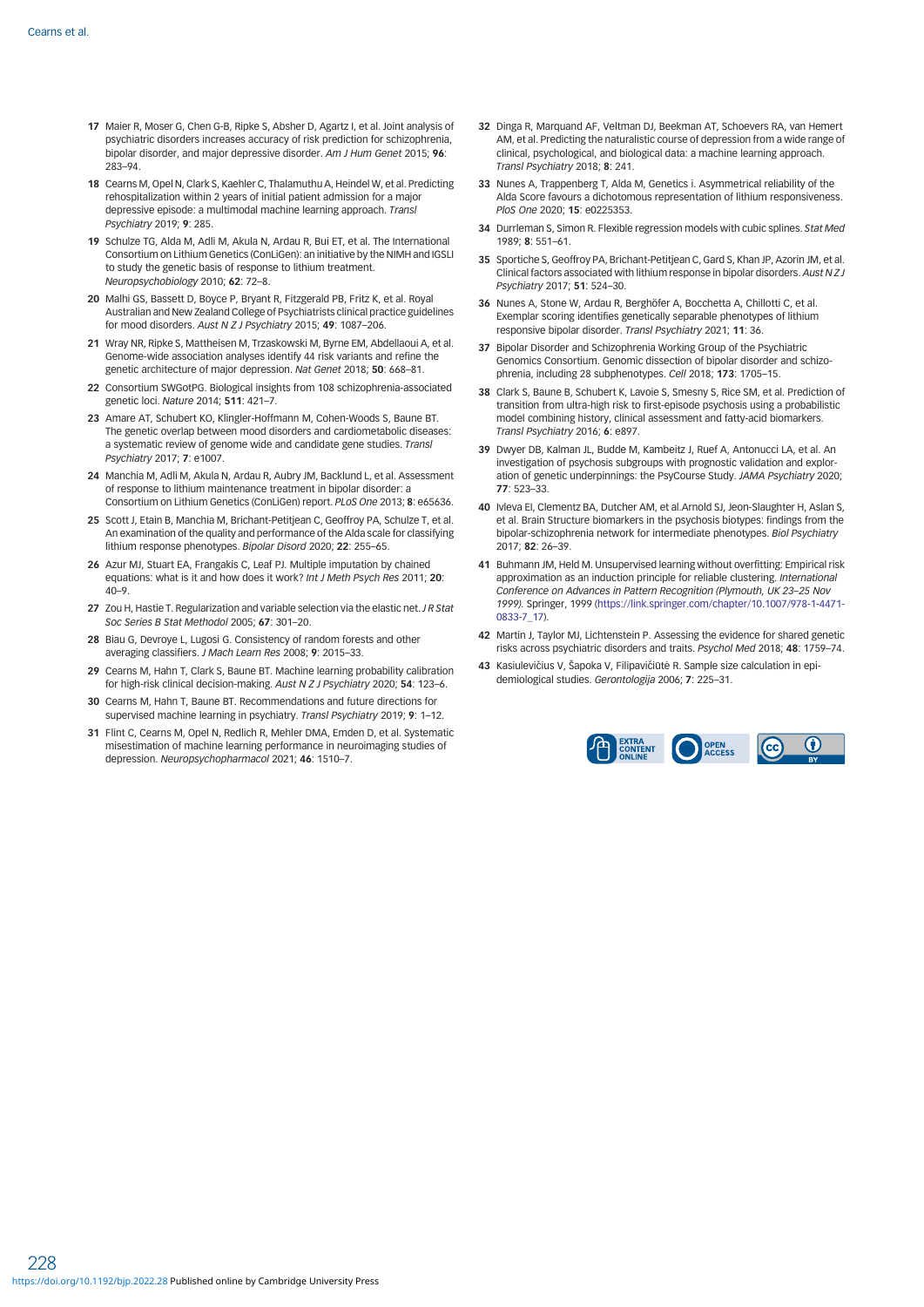17 Maier R, Moser G, Chen G-B, Ripke S, Absher D, Agartz I, et al. Joint analysis of psychiatric disorders increases accuracy of risk prediction for schizophrenia, bipolar disorder, and major depressive disorder. *Am J Hum Genet* 2015; **96**: 283–94.

18 Cearns M, Opel N, Clark S, Kaehler C, Thalamuthu A, Heindel W, et al. Predicting rehospitalization within 2 years of initial patient admission for a major depressive episode: a multimodal machine learning approach. *Transl Psychiatry* 2019; **9**: 285.

19 Schulze TG, Alda M, Adli M, Akula N, Ardau R, Bui ET, et al. The International Consortium on Lithium Genetics (ConLiGen): an initiative by the NIMH and IGSLI to study the genetic basis of response to lithium treatment. *Neuropsychobiology* 2010; **62**: 72–8.

20 Malhi GS, Bassett D, Boyce P, Bryant R, Fitzgerald PB, Fritz K, et al. Royal Australian and New Zealand College of Psychiatrists clinical practice guidelines for mood disorders. *Aust N Z J Psychiatry* 2015; **49**: 1087–206.

21 Wray NR, Ripke S, Mattheisen M, Trzaskowski M, Byrne EM, Abdellaoui A, et al. Genome-wide association analyses identify 44 risk variants and refine the genetic architecture of major depression. *Nat Genet* 2018; **50**: 668–81.

22 Consortium SWGotPG. Biological insights from 108 schizophrenia-associated genetic loci. *Nature* 2014; **511**: 421–7.

23 Amare AT, Schubert KO, Klingler-Hoffmann M, Cohen-Woods S, Baune BT. The genetic overlap between mood disorders and cardiometabolic diseases: a systematic review of genome wide and candidate gene studies. *Transl Psychiatry* 2017; **7**: e1007.

24 Manchia M, Adli M, Akula N, Ardau R, Aubry JM, Backlund L, et al. Assessment of response to lithium maintenance treatment in bipolar disorder: a Consortium on Lithium Genetics (ConLiGen) report. *PLoS One* 2013; **8**: e65636.

25 Scott J, Etain B, Manchia M, Brichant-Petitjean C, Geoffroy PA, Schulze T, et al. An examination of the quality and performance of the Alda scale for classifying lithium response phenotypes. *Bipolar Disord* 2020; **22**: 255–65.

26 Azur MJ, Stuart EA, Frangakis C, Leaf PJ. Multiple imputation by chained equations: what is it and how does it work? *Int J Meth Psych Res* 2011; **20**: 40–9.

27 Zou H, Hastie T. Regularization and variable selection via the elastic net. *J R Stat Soc Series B Stat Methodol* 2005; **67**: 301–20.

28 Biau G, Devroye L, Lugosi G. Consistency of random forests and other averaging classifiers. *J Mach Learn Res* 2008; **9**: 2015–33.

29 Cearns M, Hahn T, Clark S, Baune BT. Machine learning probability calibration for high-risk clinical decision-making. *Aust N Z J Psychiatry* 2020; **54**: 123–6.

30 Cearns M, Hahn T, Baune BT. Recommendations and future directions for supervised machine learning in psychiatry. *Transl Psychiatry* 2019; **9**: 1–12.

31 Flint C, Cearns M, Opel N, Redlich R, Mehler DMA, Emden D, et al. Systematic misestimation of machine learning performance in neuroimaging studies of depression. *Neuropsychopharmacol* 2021; **46**: 1510–7.

32 Dinga R, Marquand AF, Veltman DJ, Beekman AT, Schoevers RA, van Hemert AM, et al. Predicting the naturalistic course of depression from a wide range of clinical, psychological, and biological data: a machine learning approach. *Transl Psychiatry* 2018; **8**: 241.

33 Nunes A, Trappenberg T, Alda M, Genetics i. Asymmetrical reliability of the Alda Score favours a dichotomous representation of lithium responsiveness. *PloS One* 2020; **15**: e0225353.

34 Durrleman S, Simon R. Flexible regression models with cubic splines. *Stat Med* 1989; **8**: 551–61.

35 Sportiche S, Geoffroy PA, Brichant-Petitjean C, Gard S, Khan JP, Azorin JM, et al. Clinical factors associated with lithium response in bipolar disorders. *Aust N Z J Psychiatry* 2017; **51**: 524–30.

36 Nunes A, Stone W, Ardau R, Berghöfer A, Bocchetta A, Chillotti C, et al. Exemplar scoring identifies genetically separable phenotypes of lithium responsive bipolar disorder. *Transl Psychiatry* 2021; **11**: 36.

37 Bipolar Disorder and Schizophrenia Working Group of the Psychiatric Genomics Consortium. Genomic dissection of bipolar disorder and schizophrenia, including 28 subphenotypes. *Cell* 2018; **173**: 1705–15.

38 Clark SR, Baune BT, Schubert KO, Lavoie S, Smesny S, Rice SM, et al. Prediction of transition from ultra-high risk to first-episode psychosis using a probabilistic model combining history, clinical assessment and fatty-acid biomarkers. *Transl Psychiatry* 2016; **6**: e897.

39 Dwyer DB, Kalman JL, Budde M, Kambeitz J, Ruef A, Antonucci LA, et al. An investigation of psychosis subgroups with prognostic validation and exploration of genetic underpinnings: the PsyCourse Study. *JAMA Psychiatry* 2020; **77**: 523–33.

40 Ivleva EI, Clementz BA, Dutcher AM, et al.Arnold SJ, Jeon-Slaughter H, Aslan S, et al. Brain Structure biomarkers in the psychosis biotypes: findings from the bipolar-schizophrenia network for intermediate phenotypes. *Biol Psychiatry* 2017; **82**: 26–39.

41 Buhmann JM, Held M. Unsupervised learning without overfitting: Empirical risk approximation as an induction principle for reliable clustering. *International Conference on Advances in Pattern Recognition (Plymouth, UK 23–25 Nov 1999)*. Springer, 1999 (https://link.springer.com/chapter/10.1007/978-1-4471-0833-7_17).

42 Martin J, Taylor MJ, Lichtenstein P. Assessing the evidence for shared genetic risks across psychiatric disorders and traits. *Psychol Med* 2018; **48**: 1759–74.

43 Kasiulevičius V, Šapoka V, Filipavičiūtė R. Sample size calculation in epidemiological studies. *Gerontologija* 2006; **7**: 225–31.

EXTRA CONTENT ONLINE

OPEN ACCESS

https://doi.org/10.1192/bjp.2022.28 Published online by Cambridge University Press